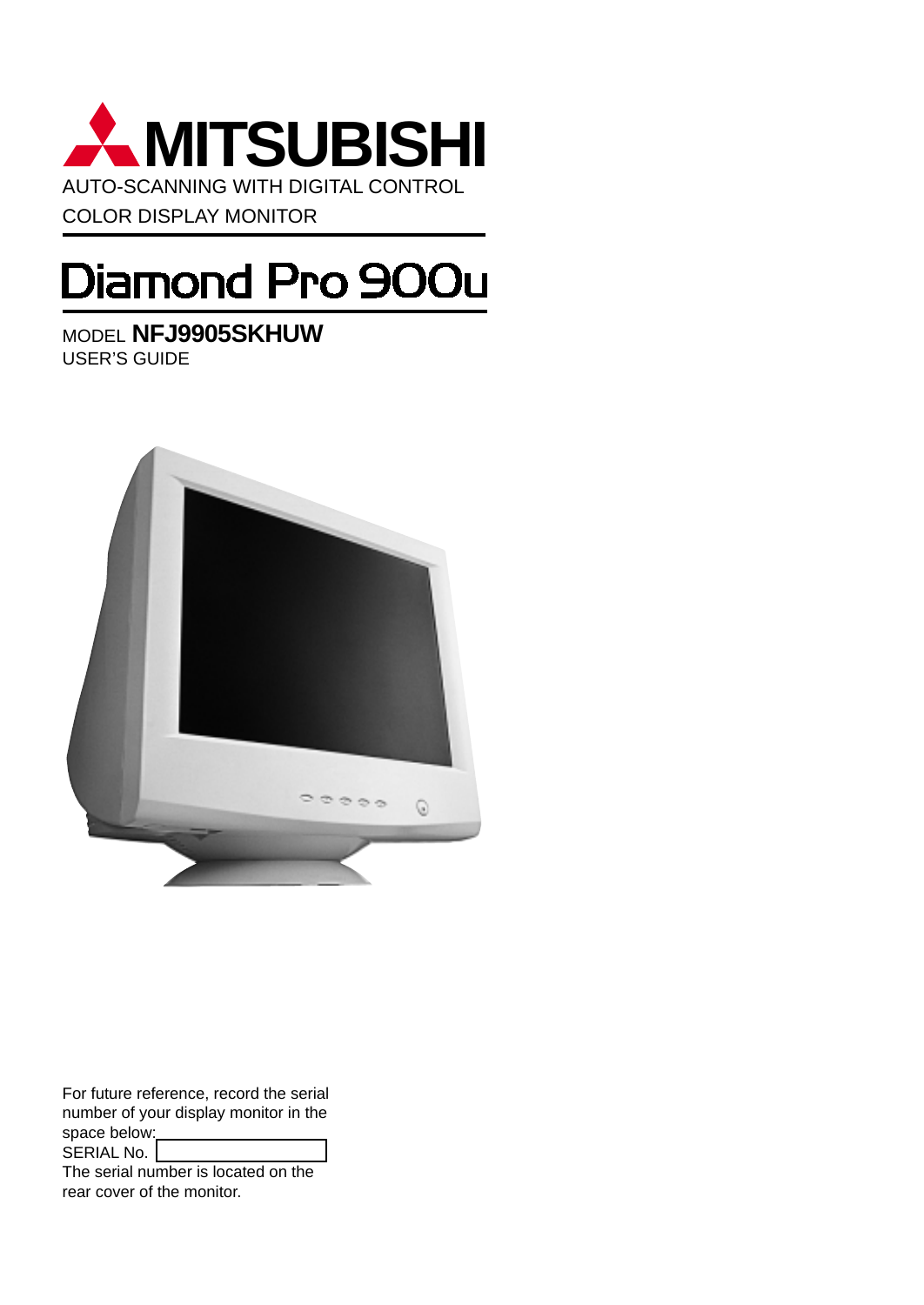# MITSUBISHI

AUTO-SCANNING WITH DIGITAL CONTROL
COLOR DISPLAY MONITOR

# Diamond Pro 900u

MODEL **NFJ9905SKHUW**
USER'S GUIDE

For future reference, record the serial number of your display monitor in the space below:

SERIAL No. ____________

The serial number is located on the rear cover of the monitor.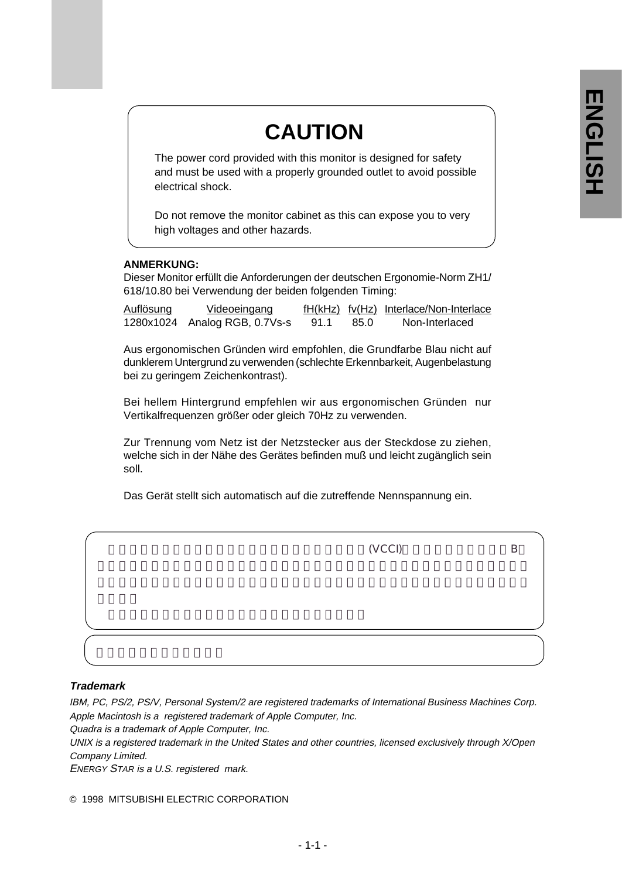# CAUTION

The power cord provided with this monitor is designed for safety and must be used with a properly grounded outlet to avoid possible electrical shock.

Do not remove the monitor cabinet as this can expose you to very high voltages and other hazards.

**ANMERKUNG:**
Dieser Monitor erfüllt die Anforderungen der deutschen Ergonomie-Norm ZH1/618/10.80 bei Verwendung der beiden folgenden Timing:

| Auflösung | Videoeingang | fH(kHz) | fv(Hz) | Interlace/Non-Interlace |
|---|---|---|---|---|
| 1280x1024 | Analog RGB, 0.7Vs-s | 91.1 | 85.0 | Non-Interlaced |

Aus ergonomischen Gründen wird empfohlen, die Grundfarbe Blau nicht auf dunklerem Untergrund zu verwenden (schlechte Erkennbarkeit, Augenbelastung bei zu geringem Zeichenkontrast).

Bei hellem Hintergrund empfehlen wir aus ergonomischen Gründen nur Vertikalfrequenzen größer oder gleich 70Hz zu verwenden.

Zur Trennung vom Netz ist der Netzstecker aus der Steckdose zu ziehen, welche sich in der Nähe des Gerätes befinden muß und leicht zugänglich sein soll.

Das Gerät stellt sich automatisch auf die zutreffende Nennspannung ein.

***Trademark***

*IBM, PC, PS/2, PS/V, Personal System/2 are registered trademarks of International Business Machines Corp.*
*Apple Macintosh is a registered trademark of Apple Computer, Inc.*
*Quadra is a trademark of Apple Computer, Inc.*
*UNIX is a registered trademark in the United States and other countries, licensed exclusively through X/Open Company Limited.*
*ENERGY STAR is a U.S. registered mark.*

© 1998 MITSUBISHI ELECTRIC CORPORATION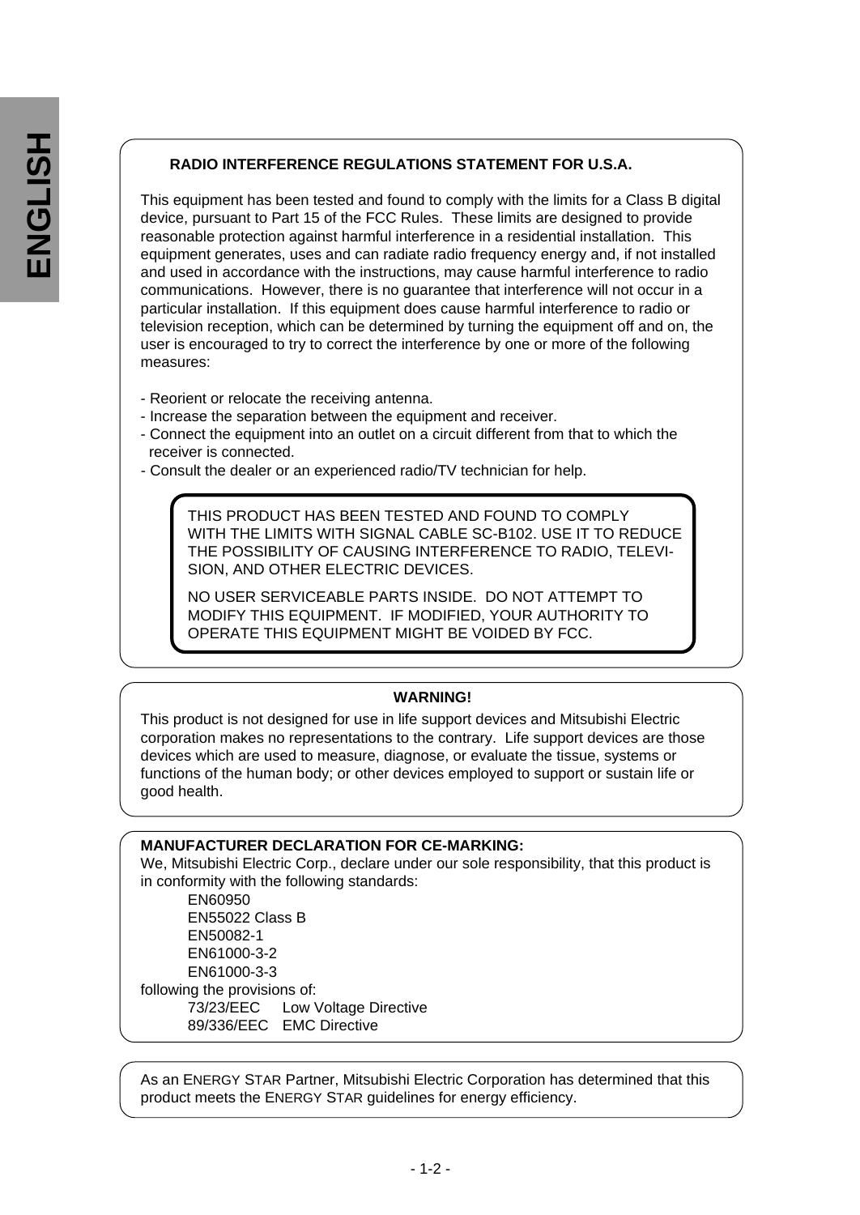## RADIO INTERFERENCE REGULATIONS STATEMENT FOR U.S.A.

This equipment has been tested and found to comply with the limits for a Class B digital device, pursuant to Part 15 of the FCC Rules. These limits are designed to provide reasonable protection against harmful interference in a residential installation. This equipment generates, uses and can radiate radio frequency energy and, if not installed and used in accordance with the instructions, may cause harmful interference to radio communications. However, there is no guarantee that interference will not occur in a particular installation. If this equipment does cause harmful interference to radio or television reception, which can be determined by turning the equipment off and on, the user is encouraged to try to correct the interference by one or more of the following measures:

- Reorient or relocate the receiving antenna.
- Increase the separation between the equipment and receiver.
- Connect the equipment into an outlet on a circuit different from that to which the receiver is connected.
- Consult the dealer or an experienced radio/TV technician for help.

THIS PRODUCT HAS BEEN TESTED AND FOUND TO COMPLY WITH THE LIMITS WITH SIGNAL CABLE SC-B102. USE IT TO REDUCE THE POSSIBILITY OF CAUSING INTERFERENCE TO RADIO, TELEVISION, AND OTHER ELECTRIC DEVICES.

NO USER SERVICEABLE PARTS INSIDE. DO NOT ATTEMPT TO MODIFY THIS EQUIPMENT. IF MODIFIED, YOUR AUTHORITY TO OPERATE THIS EQUIPMENT MIGHT BE VOIDED BY FCC.

## WARNING!

This product is not designed for use in life support devices and Mitsubishi Electric corporation makes no representations to the contrary. Life support devices are those devices which are used to measure, diagnose, or evaluate the tissue, systems or functions of the human body; or other devices employed to support or sustain life or good health.

**MANUFACTURER DECLARATION FOR CE-MARKING:**

We, Mitsubishi Electric Corp., declare under our sole responsibility, that this product is in conformity with the following standards:

- EN60950
- EN55022 Class B
- EN50082-1
- EN61000-3-2
- EN61000-3-3

following the provisions of:

- 73/23/EEC Low Voltage Directive
- 89/336/EEC EMC Directive

As an ENERGY STAR Partner, Mitsubishi Electric Corporation has determined that this product meets the ENERGY STAR guidelines for energy efficiency.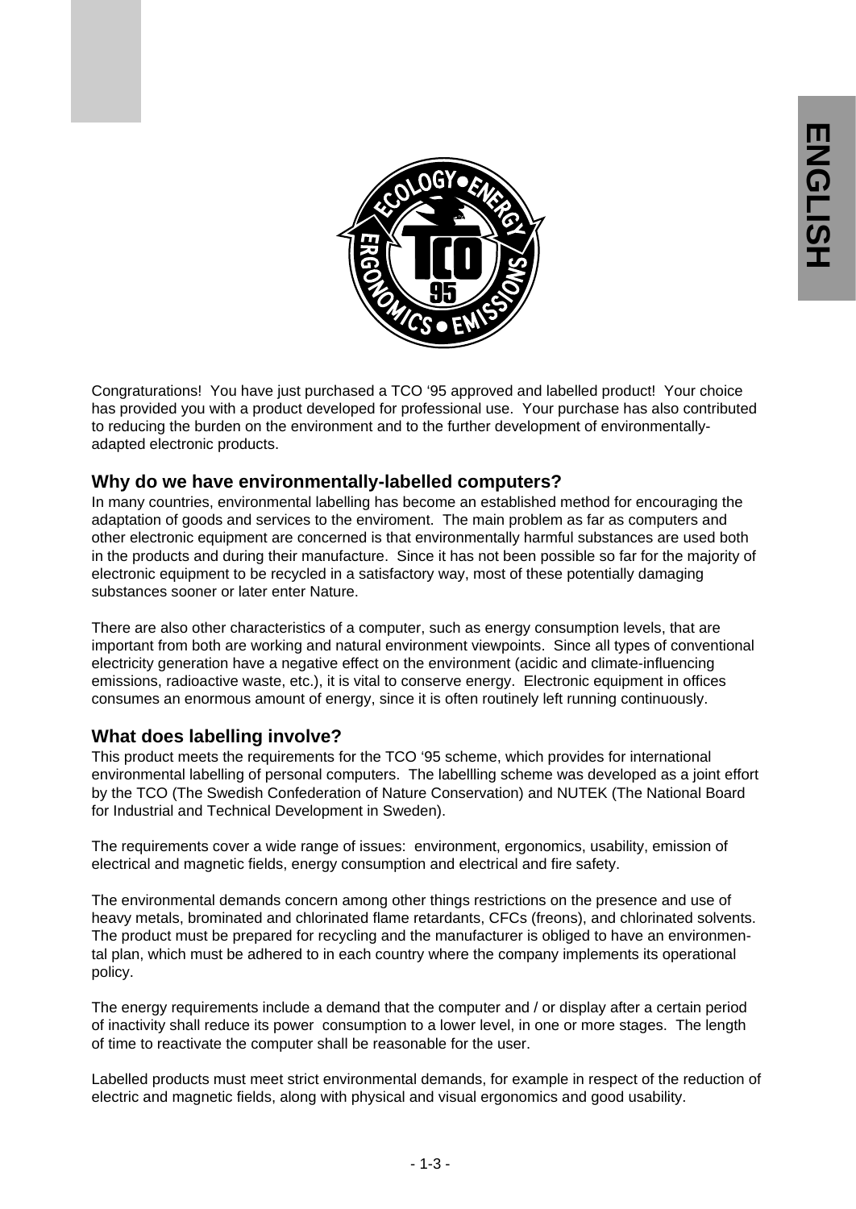Congraturations! You have just purchased a TCO '95 approved and labelled product! Your choice has provided you with a product developed for professional use. Your purchase has also contributed to reducing the burden on the environment and to the further development of environmentally-adapted electronic products.

## Why do we have environmentally-labelled computers?

In many countries, environmental labelling has become an established method for encouraging the adaptation of goods and services to the enviroment. The main problem as far as computers and other electronic equipment are concerned is that environmentally harmful substances are used both in the products and during their manufacture. Since it has not been possible so far for the majority of electronic equipment to be recycled in a satisfactory way, most of these potentially damaging substances sooner or later enter Nature.

There are also other characteristics of a computer, such as energy consumption levels, that are important from both are working and natural environment viewpoints. Since all types of conventional electricity generation have a negative effect on the environment (acidic and climate-influencing emissions, radioactive waste, etc.), it is vital to conserve energy. Electronic equipment in offices consumes an enormous amount of energy, since it is often routinely left running continuously.

## What does labelling involve?

This product meets the requirements for the TCO '95 scheme, which provides for international environmental labelling of personal computers. The labellling scheme was developed as a joint effort by the TCO (The Swedish Confederation of Nature Conservation) and NUTEK (The National Board for Industrial and Technical Development in Sweden).

The requirements cover a wide range of issues: environment, ergonomics, usability, emission of electrical and magnetic fields, energy consumption and electrical and fire safety.

The environmental demands concern among other things restrictions on the presence and use of heavy metals, brominated and chlorinated flame retardants, CFCs (freons), and chlorinated solvents. The product must be prepared for recycling and the manufacturer is obliged to have an environmental plan, which must be adhered to in each country where the company implements its operational policy.

The energy requirements include a demand that the computer and / or display after a certain period of inactivity shall reduce its power consumption to a lower level, in one or more stages. The length of time to reactivate the computer shall be reasonable for the user.

Labelled products must meet strict environmental demands, for example in respect of the reduction of electric and magnetic fields, along with physical and visual ergonomics and good usability.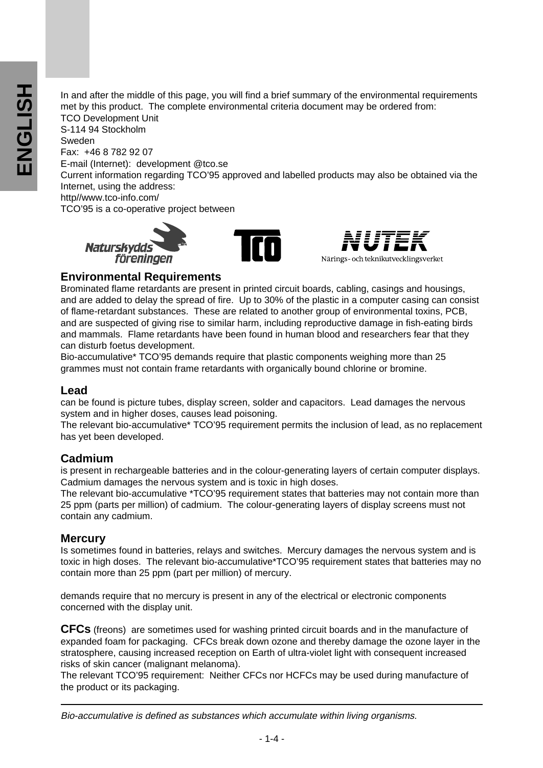In and after the middle of this page, you will find a brief summary of the environmental requirements met by this product. The complete environmental criteria document may be ordered from:
TCO Development Unit
S-114 94 Stockholm
Sweden
Fax: +46 8 782 92 07
E-mail (Internet): development @tco.se
Current information regarding TCO'95 approved and labelled products may also be obtained via the Internet, using the address:
http//www.tco-info.com/
TCO'95 is a co-operative project between

Naturskyddsföreningen TCO NUTEK Närings- och teknikutvecklingsverket

## Environmental Requirements

Brominated flame retardants are present in printed circuit boards, cabling, casings and housings, and are added to delay the spread of fire. Up to 30% of the plastic in a computer casing can consist of flame-retardant substances. These are related to another group of environmental toxins, PCB, and are suspected of giving rise to similar harm, including reproductive damage in fish-eating birds and mammals. Flame retardants have been found in human blood and researchers fear that they can disturb foetus development.
Bio-accumulative* TCO'95 demands require that plastic components weighing more than 25 grammes must not contain frame retardants with organically bound chlorine or bromine.

## Lead

can be found is picture tubes, display screen, solder and capacitors. Lead damages the nervous system and in higher doses, causes lead poisoning.
The relevant bio-accumulative* TCO'95 requirement permits the inclusion of lead, as no replacement has yet been developed.

## Cadmium

is present in rechargeable batteries and in the colour-generating layers of certain computer displays. Cadmium damages the nervous system and is toxic in high doses.
The relevant bio-accumulative *TCO'95 requirement states that batteries may not contain more than 25 ppm (parts per million) of cadmium. The colour-generating layers of display screens must not contain any cadmium.

## Mercury

Is sometimes found in batteries, relays and switches. Mercury damages the nervous system and is toxic in high doses. The relevant bio-accumulative*TCO'95 requirement states that batteries may no contain more than 25 ppm (part per million) of mercury.

demands require that no mercury is present in any of the electrical or electronic components concerned with the display unit.

**CFCs** (freons) are sometimes used for washing printed circuit boards and in the manufacture of expanded foam for packaging. CFCs break down ozone and thereby damage the ozone layer in the stratosphere, causing increased reception on Earth of ultra-violet light with consequent increased risks of skin cancer (malignant melanoma).
The relevant TCO'95 requirement: Neither CFCs nor HCFCs may be used during manufacture of the product or its packaging.

---

*Bio-accumulative is defined as substances which accumulate within living organisms.*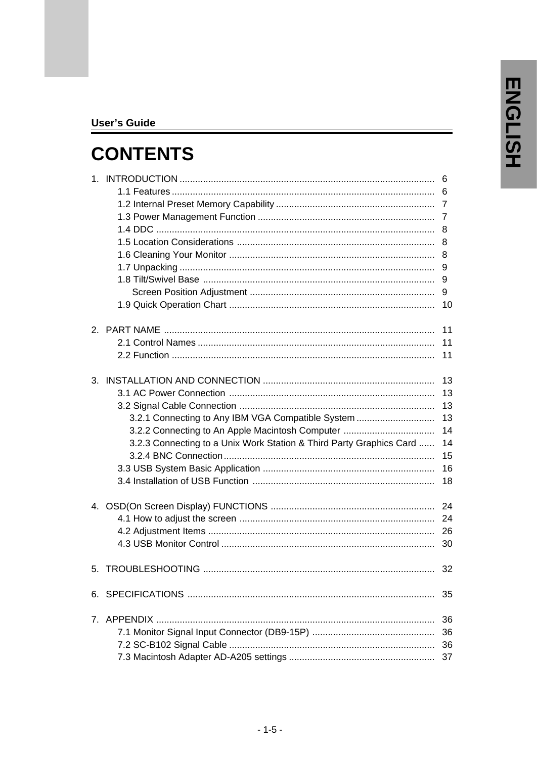User's Guide

# CONTENTS

1. INTRODUCTION ........................................................................................ 6
    - 1.1 Features ........................................................................................ 6
    - 1.2 Internal Preset Memory Capability ............................................................ 7
    - 1.3 Power Management Function .................................................................. 7
    - 1.4 DDC ............................................................................................... 8
    - 1.5 Location Considerations ........................................................................ 8
    - 1.6 Cleaning Your Monitor ........................................................................... 8
    - 1.7 Unpacking ........................................................................................ 9
    - 1.8 Tilt/Swivel Base .................................................................................. 9
        - Screen Position Adjustment ................................................................... 9
    - 1.9 Quick Operation Chart ........................................................................... 10

2. PART NAME ........................................................................................... 11
    - 2.1 Control Names ................................................................................... 11
    - 2.2 Function .......................................................................................... 11

3. INSTALLATION AND CONNECTION ................................................................ 13
    - 3.1 AC Power Connection ........................................................................... 13
    - 3.2 Signal Cable Connection ........................................................................ 13
        - 3.2.1 Connecting to Any IBM VGA Compatible System ...................................... 13
        - 3.2.2 Connecting to An Apple Macintosh Computer ........................................... 14
        - 3.2.3 Connecting to a Unix Work Station & Third Party Graphics Card ................. 14
        - 3.2.4 BNC Connection .............................................................................. 15
    - 3.3 USB System Basic Application ................................................................. 16
    - 3.4 Installation of USB Function .................................................................... 18

4. OSD(On Screen Display) FUNCTIONS ............................................................. 24
    - 4.1 How to adjust the screen ........................................................................ 24
    - 4.2 Adjustment Items ................................................................................. 26
    - 4.3 USB Monitor Control ............................................................................. 30

5. TROUBLESHOOTING ................................................................................. 32

6. SPECIFICATIONS ...................................................................................... 35

7. APPENDIX ............................................................................................... 36
    - 7.1 Monitor Signal Input Connector (DB9-15P) .................................................. 36
    - 7.2 SC-B102 Signal Cable ........................................................................... 36
    - 7.3 Macintosh Adapter AD-A205 settings ........................................................ 37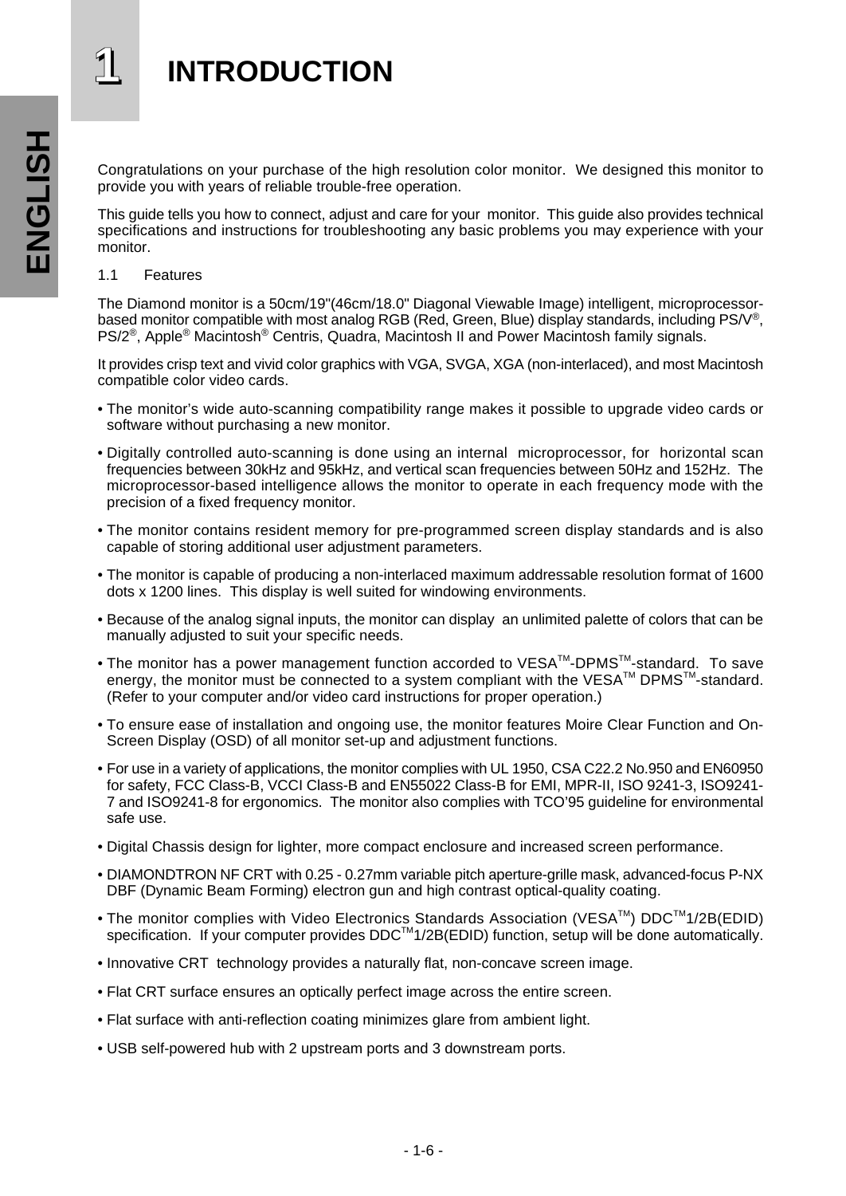# 1 INTRODUCTION

Congratulations on your purchase of the high resolution color monitor. We designed this monitor to provide you with years of reliable trouble-free operation.

This guide tells you how to connect, adjust and care for your monitor. This guide also provides technical specifications and instructions for troubleshooting any basic problems you may experience with your monitor.

## 1.1 Features

The Diamond monitor is a 50cm/19"(46cm/18.0" Diagonal Viewable Image) intelligent, microprocessor-based monitor compatible with most analog RGB (Red, Green, Blue) display standards, including PS/V®, PS/2®, Apple® Macintosh® Centris, Quadra, Macintosh II and Power Macintosh family signals.

It provides crisp text and vivid color graphics with VGA, SVGA, XGA (non-interlaced), and most Macintosh compatible color video cards.

- The monitor's wide auto-scanning compatibility range makes it possible to upgrade video cards or software without purchasing a new monitor.
- Digitally controlled auto-scanning is done using an internal microprocessor, for horizontal scan frequencies between 30kHz and 95kHz, and vertical scan frequencies between 50Hz and 152Hz. The microprocessor-based intelligence allows the monitor to operate in each frequency mode with the precision of a fixed frequency monitor.
- The monitor contains resident memory for pre-programmed screen display standards and is also capable of storing additional user adjustment parameters.
- The monitor is capable of producing a non-interlaced maximum addressable resolution format of 1600 dots x 1200 lines. This display is well suited for windowing environments.
- Because of the analog signal inputs, the monitor can display an unlimited palette of colors that can be manually adjusted to suit your specific needs.
- The monitor has a power management function accorded to VESA™-DPMS™-standard. To save energy, the monitor must be connected to a system compliant with the VESA™ DPMS™-standard. (Refer to your computer and/or video card instructions for proper operation.)
- To ensure ease of installation and ongoing use, the monitor features Moire Clear Function and On-Screen Display (OSD) of all monitor set-up and adjustment functions.
- For use in a variety of applications, the monitor complies with UL 1950, CSA C22.2 No.950 and EN60950 for safety, FCC Class-B, VCCI Class-B and EN55022 Class-B for EMI, MPR-II, ISO 9241-3, ISO9241-7 and ISO9241-8 for ergonomics. The monitor also complies with TCO'95 guideline for environmental safe use.
- Digital Chassis design for lighter, more compact enclosure and increased screen performance.
- DIAMONDTRON NF CRT with 0.25 - 0.27mm variable pitch aperture-grille mask, advanced-focus P-NX DBF (Dynamic Beam Forming) electron gun and high contrast optical-quality coating.
- The monitor complies with Video Electronics Standards Association (VESA™) DDC™1/2B(EDID) specification. If your computer provides DDC™1/2B(EDID) function, setup will be done automatically.
- Innovative CRT technology provides a naturally flat, non-concave screen image.
- Flat CRT surface ensures an optically perfect image across the entire screen.
- Flat surface with anti-reflection coating minimizes glare from ambient light.
- USB self-powered hub with 2 upstream ports and 3 downstream ports.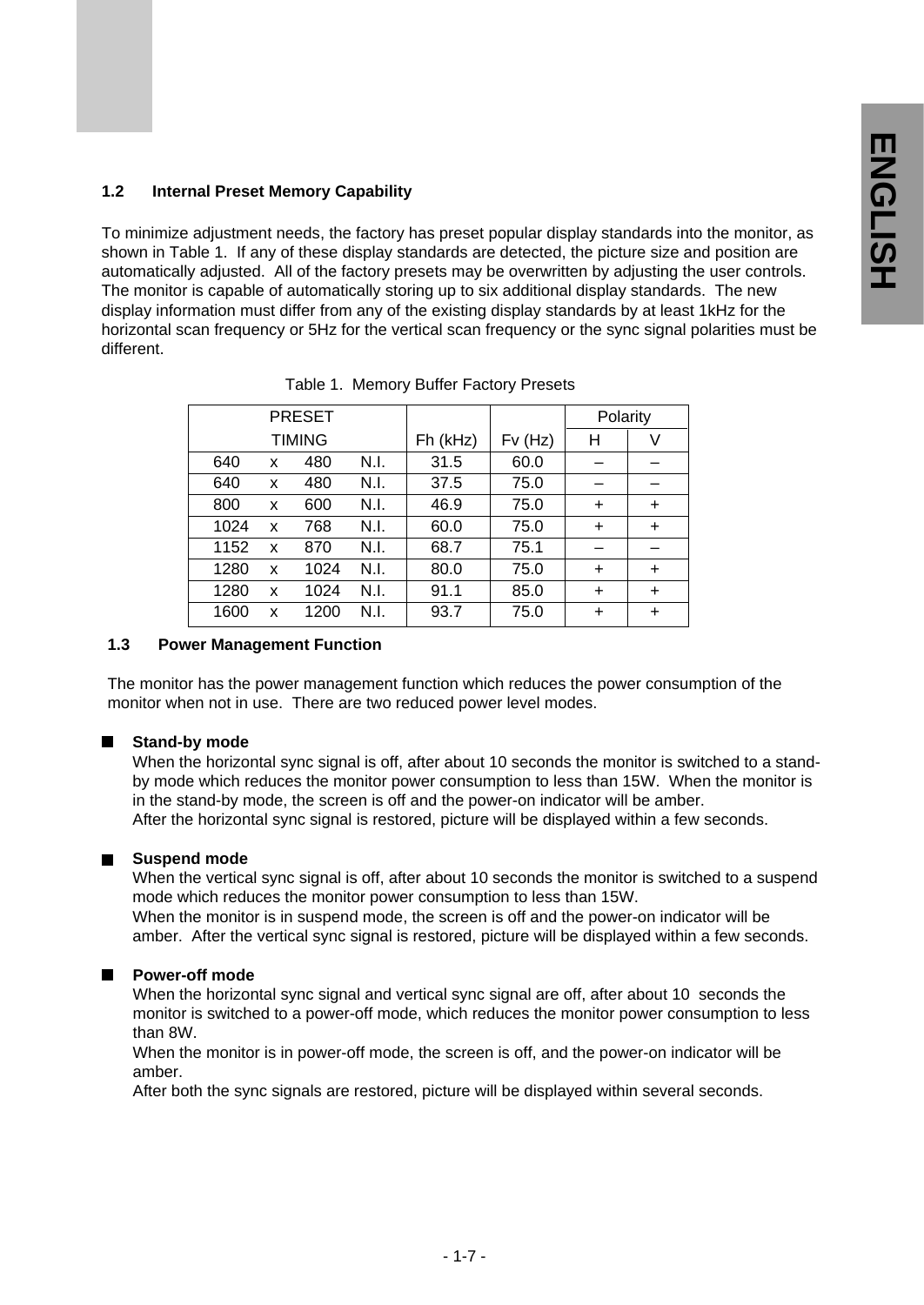### 1.2 Internal Preset Memory Capability

To minimize adjustment needs, the factory has preset popular display standards into the monitor, as shown in Table 1. If any of these display standards are detected, the picture size and position are automatically adjusted. All of the factory presets may be overwritten by adjusting the user controls. The monitor is capable of automatically storing up to six additional display standards. The new display information must differ from any of the existing display standards by at least 1kHz for the horizontal scan frequency or 5Hz for the vertical scan frequency or the sync signal polarities must be different.

Table 1. Memory Buffer Factory Presets

| PRESET TIMING | | | | Fh (kHz) | Fv (Hz) | Polarity | |
|---|---|---|---|---|---|---|---|
| | | | | | | H | V |
| 640 | x | 480 | N.I. | 31.5 | 60.0 | – | – |
| 640 | x | 480 | N.I. | 37.5 | 75.0 | – | – |
| 800 | x | 600 | N.I. | 46.9 | 75.0 | + | + |
| 1024 | x | 768 | N.I. | 60.0 | 75.0 | + | + |
| 1152 | x | 870 | N.I. | 68.7 | 75.1 | – | – |
| 1280 | x | 1024 | N.I. | 80.0 | 75.0 | + | + |
| 1280 | x | 1024 | N.I. | 91.1 | 85.0 | + | + |
| 1600 | x | 1200 | N.I. | 93.7 | 75.0 | + | + |

### 1.3 Power Management Function

The monitor has the power management function which reduces the power consumption of the monitor when not in use. There are two reduced power level modes.

- **Stand-by mode**
  When the horizontal sync signal is off, after about 10 seconds the monitor is switched to a stand-by mode which reduces the monitor power consumption to less than 15W. When the monitor is in the stand-by mode, the screen is off and the power-on indicator will be amber.
  After the horizontal sync signal is restored, picture will be displayed within a few seconds.

- **Suspend mode**
  When the vertical sync signal is off, after about 10 seconds the monitor is switched to a suspend mode which reduces the monitor power consumption to less than 15W.
  When the monitor is in suspend mode, the screen is off and the power-on indicator will be amber. After the vertical sync signal is restored, picture will be displayed within a few seconds.

- **Power-off mode**
  When the horizontal sync signal and vertical sync signal are off, after about 10 seconds the monitor is switched to a power-off mode, which reduces the monitor power consumption to less than 8W.
  When the monitor is in power-off mode, the screen is off, and the power-on indicator will be amber.
  After both the sync signals are restored, picture will be displayed within several seconds.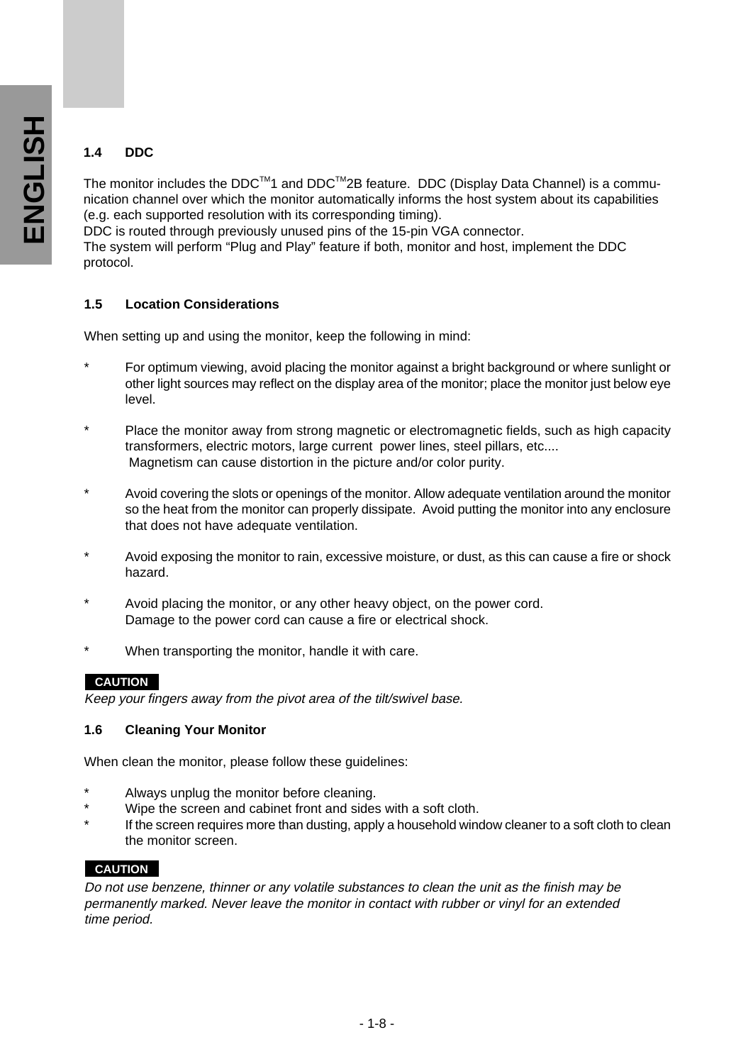## 1.4 DDC

The monitor includes the DDC™1 and DDC™2B feature. DDC (Display Data Channel) is a communication channel over which the monitor automatically informs the host system about its capabilities (e.g. each supported resolution with its corresponding timing).
DDC is routed through previously unused pins of the 15-pin VGA connector.
The system will perform "Plug and Play" feature if both, monitor and host, implement the DDC protocol.

## 1.5 Location Considerations

When setting up and using the monitor, keep the following in mind:

* For optimum viewing, avoid placing the monitor against a bright background or where sunlight or other light sources may reflect on the display area of the monitor; place the monitor just below eye level.

* Place the monitor away from strong magnetic or electromagnetic fields, such as high capacity transformers, electric motors, large current power lines, steel pillars, etc....
  Magnetism can cause distortion in the picture and/or color purity.

* Avoid covering the slots or openings of the monitor. Allow adequate ventilation around the monitor so the heat from the monitor can properly dissipate. Avoid putting the monitor into any enclosure that does not have adequate ventilation.

* Avoid exposing the monitor to rain, excessive moisture, or dust, as this can cause a fire or shock hazard.

* Avoid placing the monitor, or any other heavy object, on the power cord.
  Damage to the power cord can cause a fire or electrical shock.

* When transporting the monitor, handle it with care.

**CAUTION**

*Keep your fingers away from the pivot area of the tilt/swivel base.*

## 1.6 Cleaning Your Monitor

When clean the monitor, please follow these guidelines:

* Always unplug the monitor before cleaning.
* Wipe the screen and cabinet front and sides with a soft cloth.
* If the screen requires more than dusting, apply a household window cleaner to a soft cloth to clean the monitor screen.

**CAUTION**

*Do not use benzene, thinner or any volatile substances to clean the unit as the finish may be permanently marked. Never leave the monitor in contact with rubber or vinyl for an extended time period.*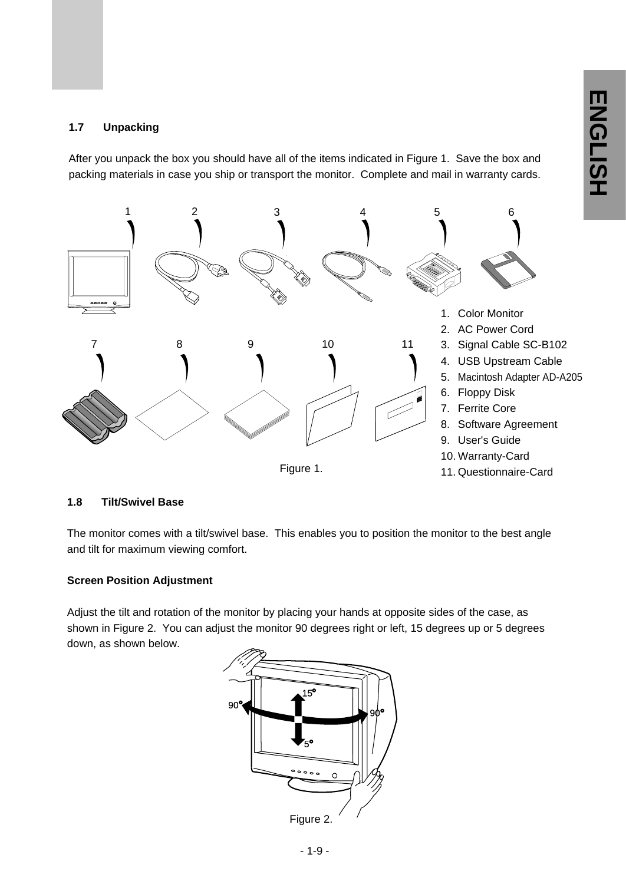## 1.7 Unpacking

After you unpack the box you should have all of the items indicated in Figure 1. Save the box and packing materials in case you ship or transport the monitor. Complete and mail in warranty cards.

1. Color Monitor
2. AC Power Cord
3. Signal Cable SC-B102
4. USB Upstream Cable
5. Macintosh Adapter AD-A205
6. Floppy Disk
7. Ferrite Core
8. Software Agreement
9. User's Guide
10. Warranty-Card
11. Questionnaire-Card

Figure 1.

## 1.8 Tilt/Swivel Base

The monitor comes with a tilt/swivel base. This enables you to position the monitor to the best angle and tilt for maximum viewing comfort.

**Screen Position Adjustment**

Adjust the tilt and rotation of the monitor by placing your hands at opposite sides of the case, as shown in Figure 2. You can adjust the monitor 90 degrees right or left, 15 degrees up or 5 degrees down, as shown below.

Figure 2.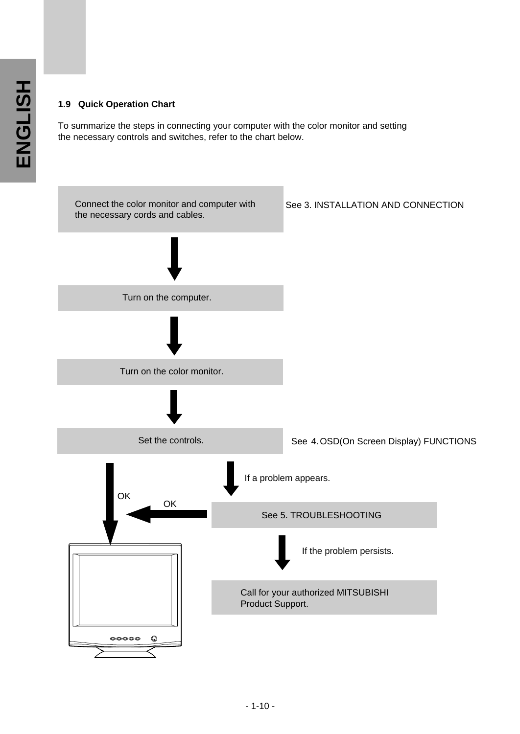## 1.9 Quick Operation Chart

To summarize the steps in connecting your computer with the color monitor and setting the necessary controls and switches, refer to the chart below.

Connect the color monitor and computer with the necessary cords and cables.

See 3. INSTALLATION AND CONNECTION

Turn on the computer.

Turn on the color monitor.

Set the controls.

See 4. OSD(On Screen Display) FUNCTIONS

OK

If a problem appears.

See 5. TROUBLESHOOTING

OK

If the problem persists.

Call for your authorized MITSUBISHI Product Support.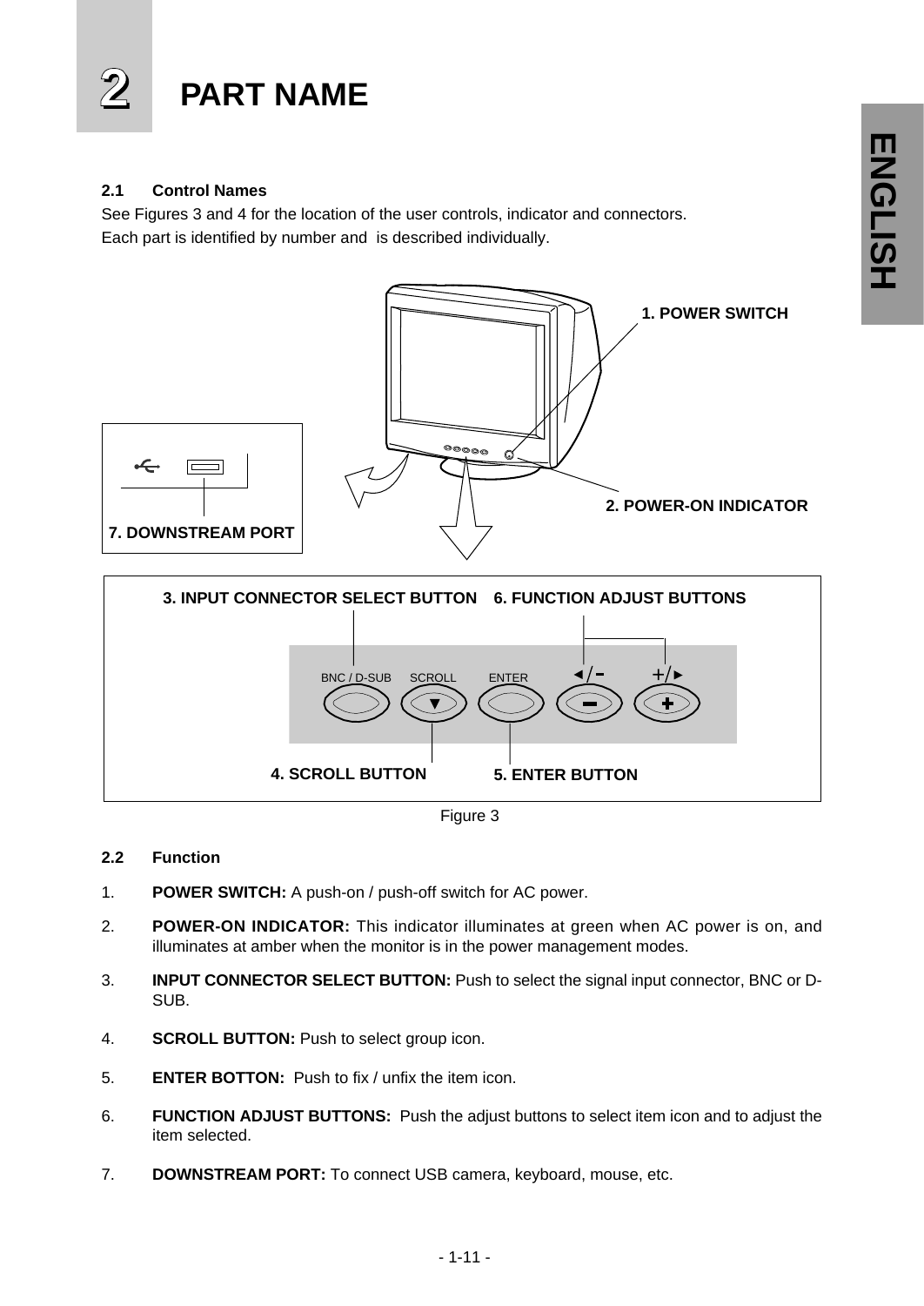# 2 PART NAME

### 2.1 Control Names

See Figures 3 and 4 for the location of the user controls, indicator and connectors.
Each part is identified by number and is described individually.

1. POWER SWITCH

2. POWER-ON INDICATOR

7. DOWNSTREAM PORT

3. INPUT CONNECTOR SELECT BUTTON    6. FUNCTION ADJUST BUTTONS

BNC / D-SUB    SCROLL    ENTER    ◄/−    +/►

4. SCROLL BUTTON    5. ENTER BUTTON

Figure 3

### 2.2 Function

1. **POWER SWITCH:** A push-on / push-off switch for AC power.
2. **POWER-ON INDICATOR:** This indicator illuminates at green when AC power is on, and illuminates at amber when the monitor is in the power management modes.
3. **INPUT CONNECTOR SELECT BUTTON:** Push to select the signal input connector, BNC or D-SUB.
4. **SCROLL BUTTON:** Push to select group icon.
5. **ENTER BOTTON:** Push to fix / unfix the item icon.
6. **FUNCTION ADJUST BUTTONS:** Push the adjust buttons to select item icon and to adjust the item selected.
7. **DOWNSTREAM PORT:** To connect USB camera, keyboard, mouse, etc.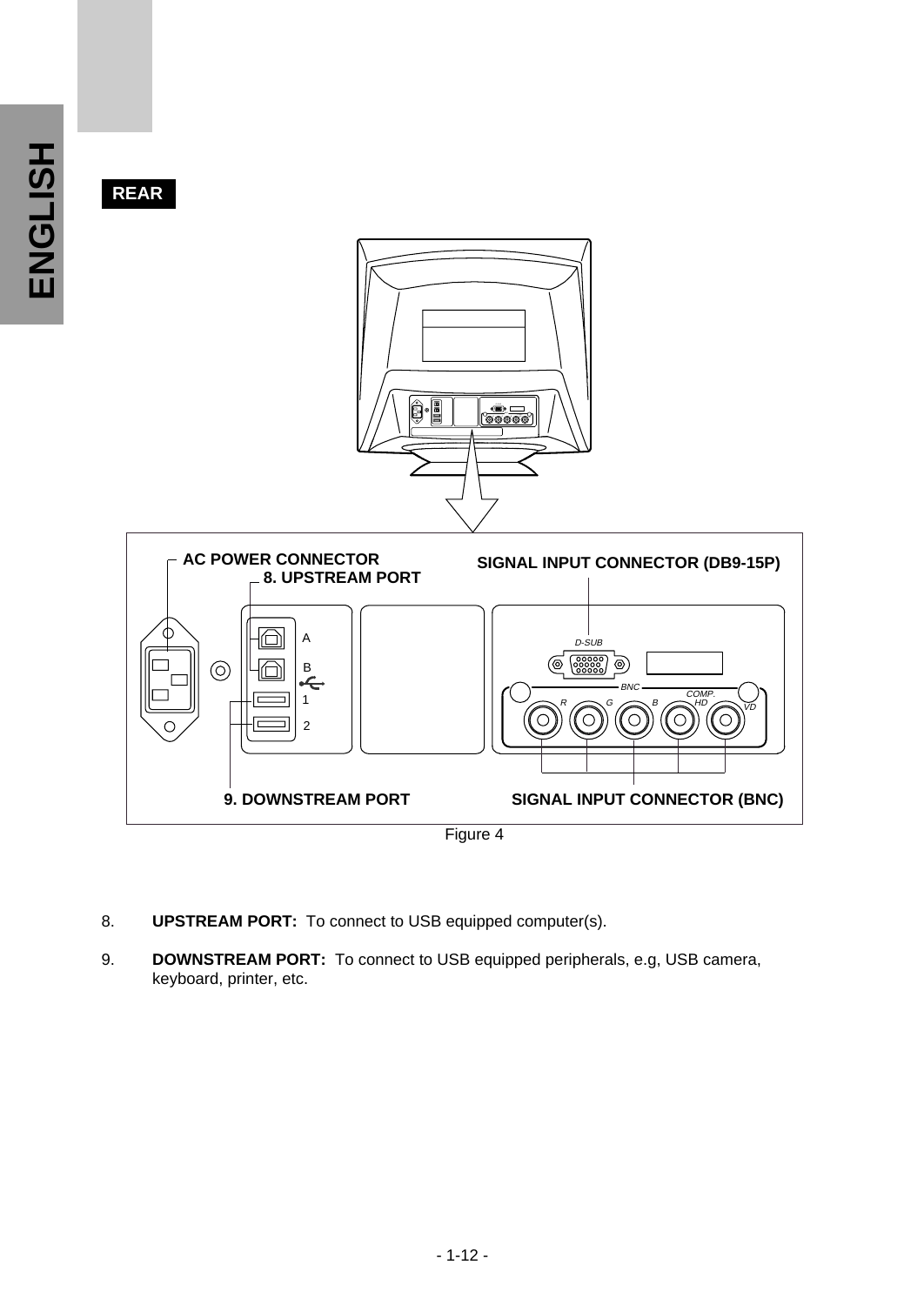**REAR**

AC POWER CONNECTOR

8. UPSTREAM PORT

SIGNAL INPUT CONNECTOR (DB9-15P)

9. DOWNSTREAM PORT

SIGNAL INPUT CONNECTOR (BNC)

Figure 4

8. **UPSTREAM PORT:** To connect to USB equipped computer(s).

9. **DOWNSTREAM PORT:** To connect to USB equipped peripherals, e.g, USB camera, keyboard, printer, etc.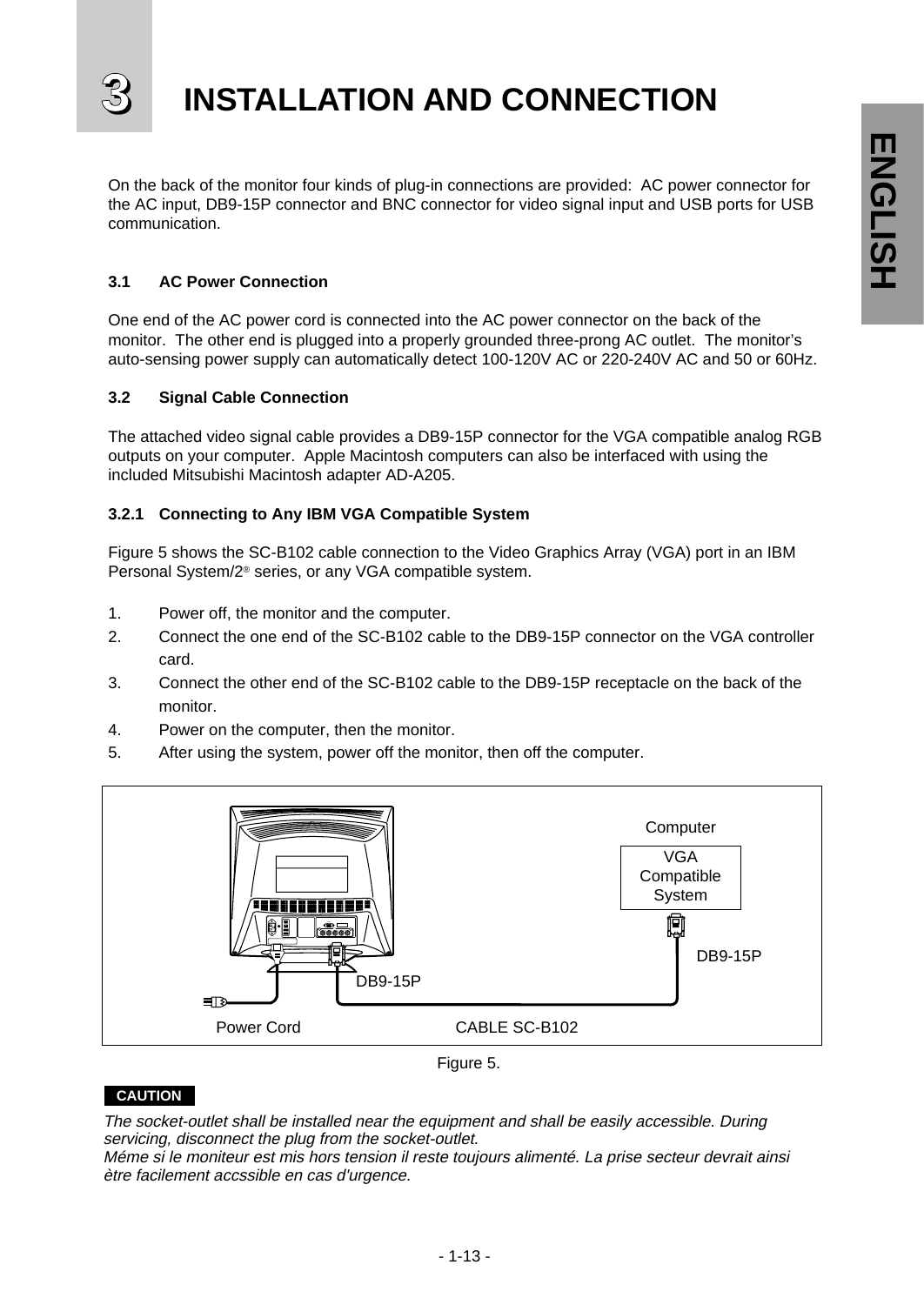# 3 INSTALLATION AND CONNECTION

On the back of the monitor four kinds of plug-in connections are provided: AC power connector for the AC input, DB9-15P connector and BNC connector for video signal input and USB ports for USB communication.

## 3.1 AC Power Connection

One end of the AC power cord is connected into the AC power connector on the back of the monitor. The other end is plugged into a properly grounded three-prong AC outlet. The monitor’s auto-sensing power supply can automatically detect 100-120V AC or 220-240V AC and 50 or 60Hz.

## 3.2 Signal Cable Connection

The attached video signal cable provides a DB9-15P connector for the VGA compatible analog RGB outputs on your computer. Apple Macintosh computers can also be interfaced with using the included Mitsubishi Macintosh adapter AD-A205.

### 3.2.1 Connecting to Any IBM VGA Compatible System

Figure 5 shows the SC-B102 cable connection to the Video Graphics Array (VGA) port in an IBM Personal System/2® series, or any VGA compatible system.

1. Power off, the monitor and the computer.
2. Connect the one end of the SC-B102 cable to the DB9-15P connector on the VGA controller card.
3. Connect the other end of the SC-B102 cable to the DB9-15P receptacle on the back of the monitor.
4. Power on the computer, then the monitor.
5. After using the system, power off the monitor, then off the computer.

Computer

VGA Compatible System

DB9-15P

DB9-15P

Power Cord

CABLE SC-B102

Figure 5.

**CAUTION**

*The socket-outlet shall be installed near the equipment and shall be easily accessible. During servicing, disconnect the plug from the socket-outlet.*
*Méme si le moniteur est mis hors tension il reste toujours alimenté. La prise secteur devrait ainsi ètre facilement accssible en cas d'urgence.*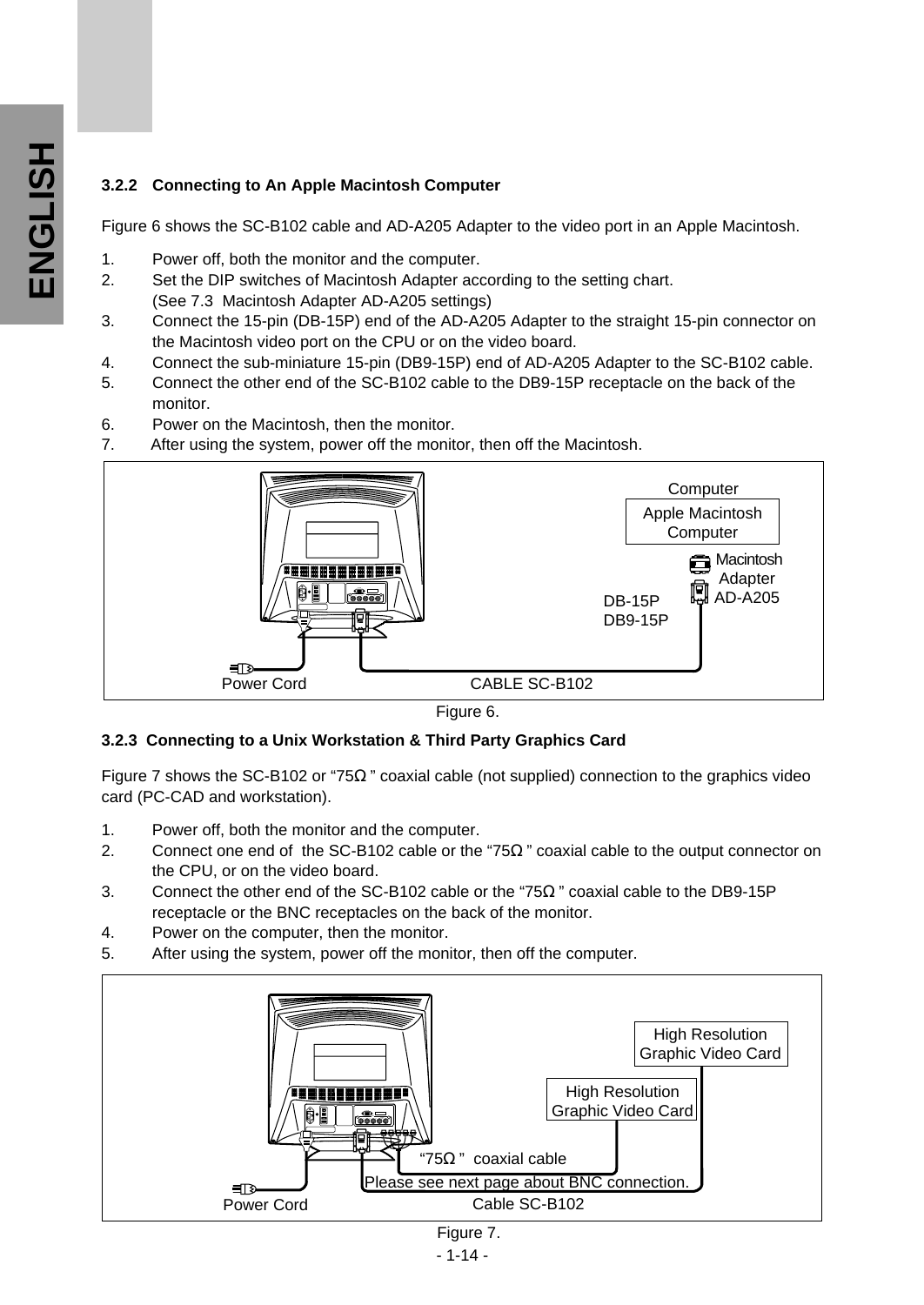### 3.2.2 Connecting to An Apple Macintosh Computer

Figure 6 shows the SC-B102 cable and AD-A205 Adapter to the video port in an Apple Macintosh.

1. Power off, both the monitor and the computer.
2. Set the DIP switches of Macintosh Adapter according to the setting chart.
   (See 7.3 Macintosh Adapter AD-A205 settings)
3. Connect the 15-pin (DB-15P) end of the AD-A205 Adapter to the straight 15-pin connector on the Macintosh video port on the CPU or on the video board.
4. Connect the sub-miniature 15-pin (DB9-15P) end of AD-A205 Adapter to the SC-B102 cable.
5. Connect the other end of the SC-B102 cable to the DB9-15P receptacle on the back of the monitor.
6. Power on the Macintosh, then the monitor.
7. After using the system, power off the monitor, then off the Macintosh.

Computer
Apple Macintosh Computer
Macintosh Adapter AD-A205
DB-15P
DB9-15P
Power Cord
CABLE SC-B102

Figure 6.

### 3.2.3 Connecting to a Unix Workstation & Third Party Graphics Card

Figure 7 shows the SC-B102 or "75Ω" coaxial cable (not supplied) connection to the graphics video card (PC-CAD and workstation).

1. Power off, both the monitor and the computer.
2. Connect one end of the SC-B102 cable or the "75Ω" coaxial cable to the output connector on the CPU, or on the video board.
3. Connect the other end of the SC-B102 cable or the "75Ω" coaxial cable to the DB9-15P receptacle or the BNC receptacles on the back of the monitor.
4. Power on the computer, then the monitor.
5. After using the system, power off the monitor, then off the computer.

High Resolution Graphic Video Card
High Resolution Graphic Video Card
"75Ω" coaxial cable
Please see next page about BNC connection.
Power Cord
Cable SC-B102

Figure 7.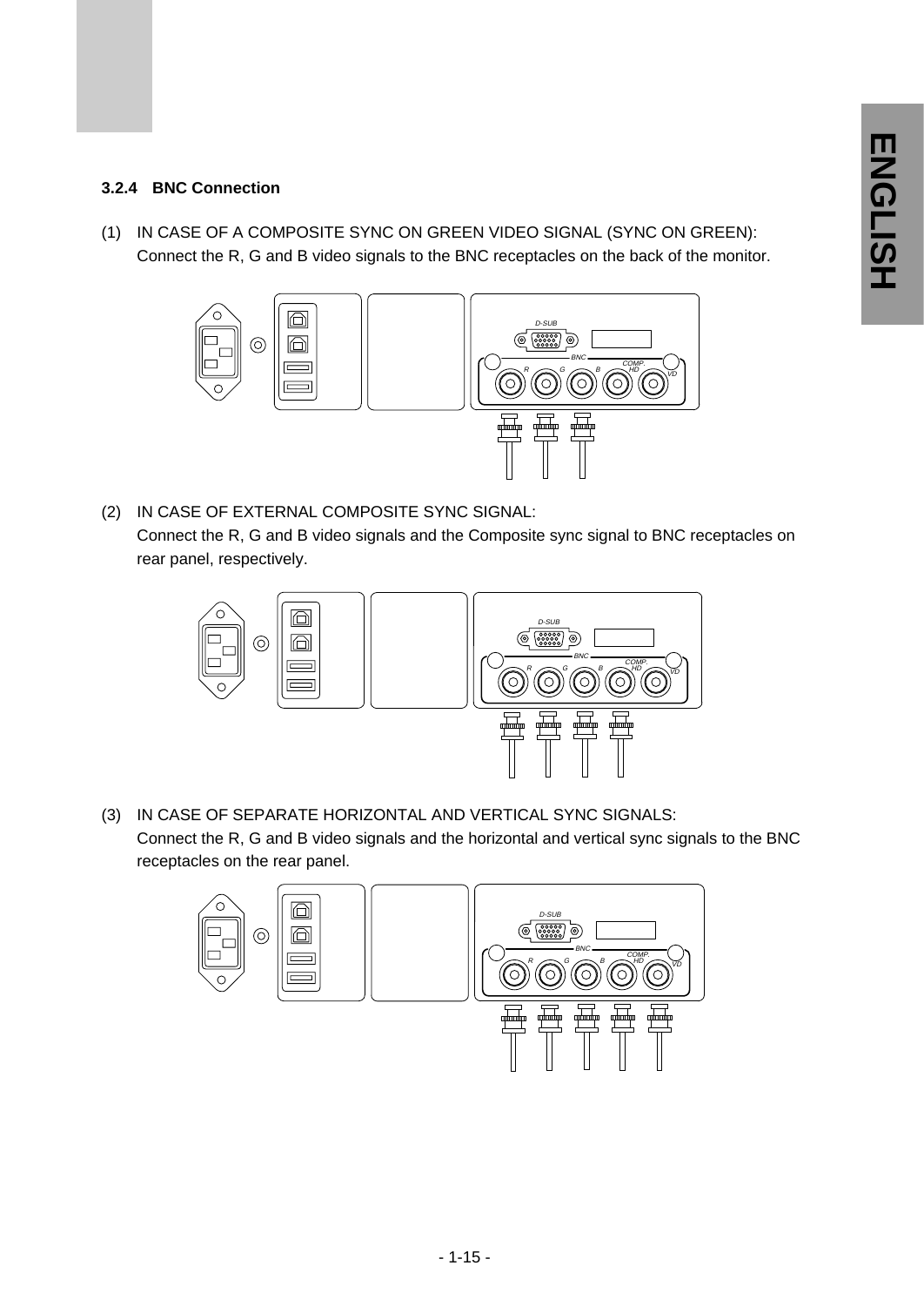### 3.2.4 BNC Connection

(1) IN CASE OF A COMPOSITE SYNC ON GREEN VIDEO SIGNAL (SYNC ON GREEN):
Connect the R, G and B video signals to the BNC receptacles on the back of the monitor.

(2) IN CASE OF EXTERNAL COMPOSITE SYNC SIGNAL:
Connect the R, G and B video signals and the Composite sync signal to BNC receptacles on rear panel, respectively.

(3) IN CASE OF SEPARATE HORIZONTAL AND VERTICAL SYNC SIGNALS:
Connect the R, G and B video signals and the horizontal and vertical sync signals to the BNC receptacles on the rear panel.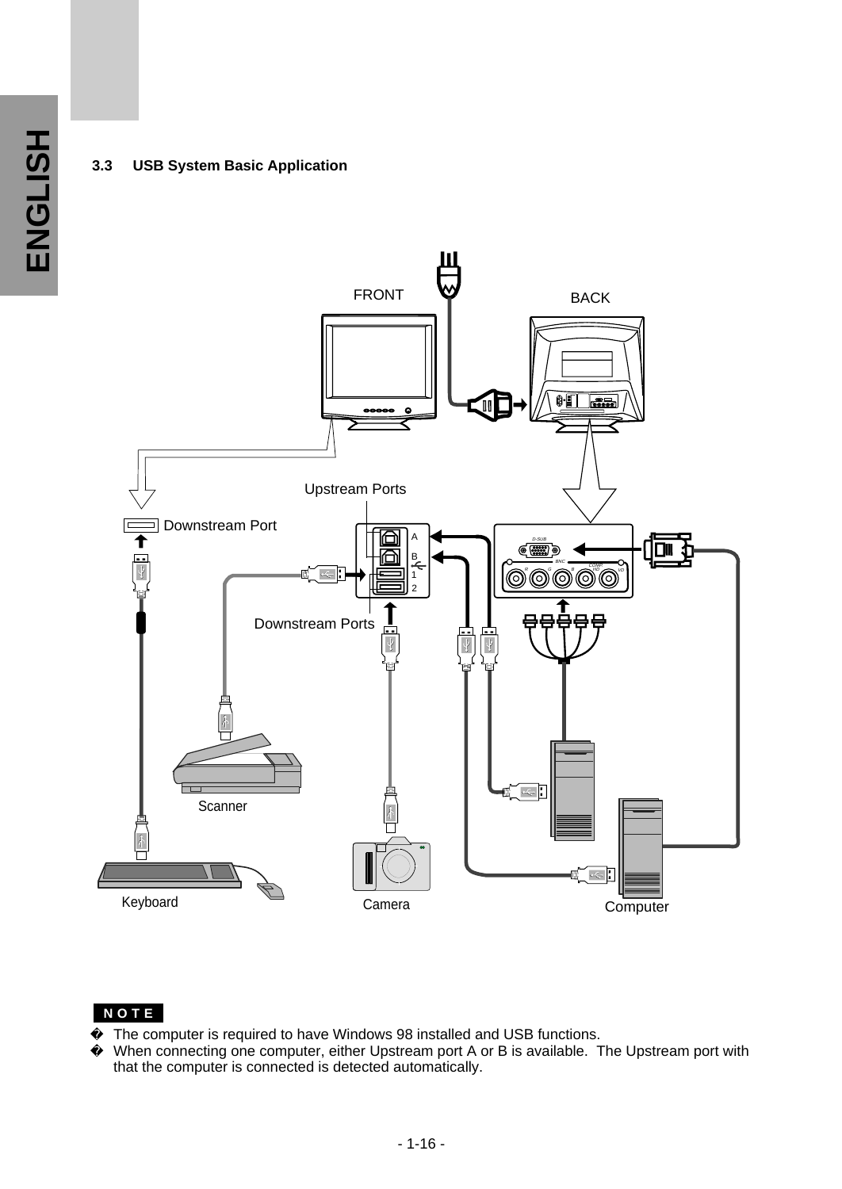### 3.3 USB System Basic Application

FRONT BACK

Upstream Ports

Downstream Port

Downstream Ports

Scanner

Keyboard Camera Computer

**NOTE**

- The computer is required to have Windows 98 installed and USB functions.
- When connecting one computer, either Upstream port A or B is available. The Upstream port with that the computer is connected is detected automatically.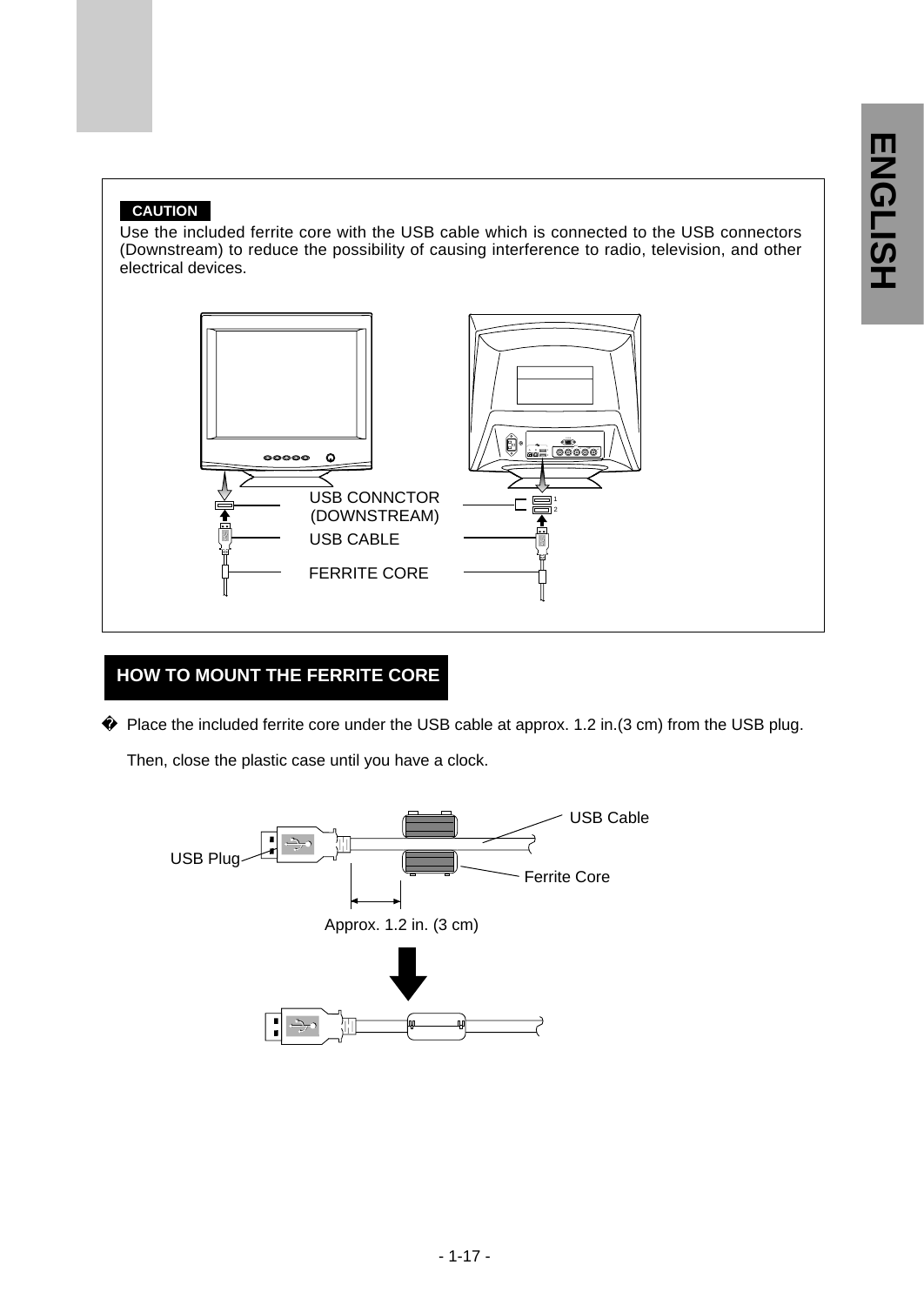**CAUTION**

Use the included ferrite core with the USB cable which is connected to the USB connectors (Downstream) to reduce the possibility of causing interference to radio, television, and other electrical devices.

USB CONNCTOR (DOWNSTREAM)

USB CABLE

FERRITE CORE

## HOW TO MOUNT THE FERRITE CORE

� Place the included ferrite core under the USB cable at approx. 1.2 in.(3 cm) from the USB plug.

Then, close the plastic case until you have a clock.

USB Cable

USB Plug

Ferrite Core

Approx. 1.2 in. (3 cm)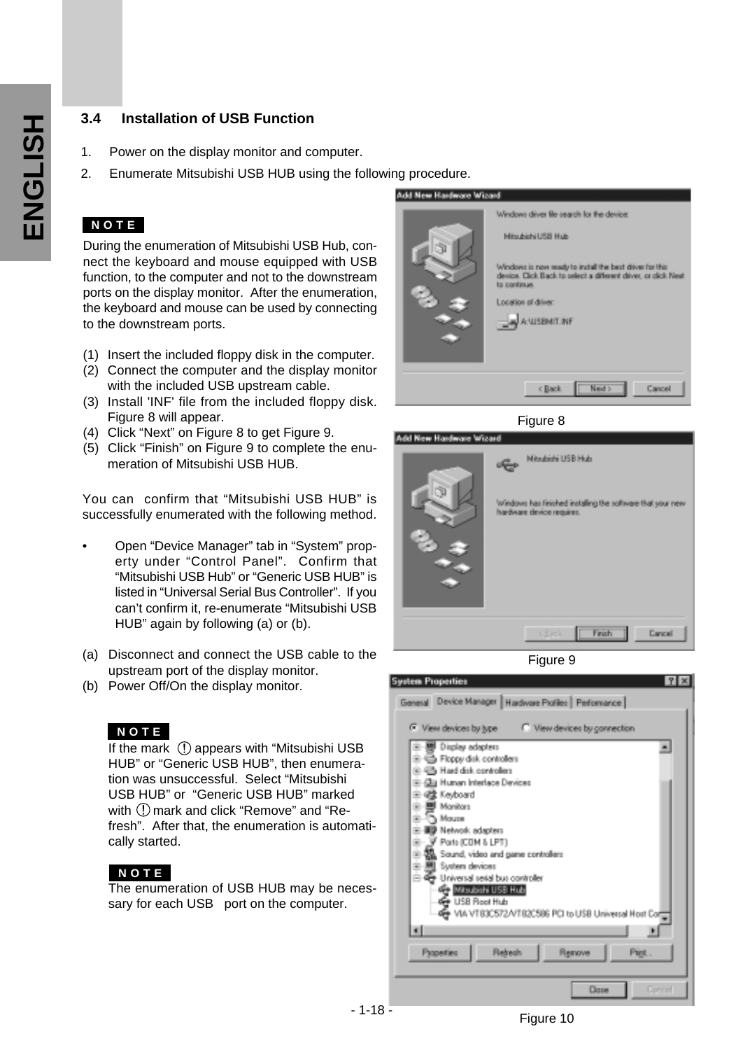## 3.4 Installation of USB Function

1. Power on the display monitor and computer.
2. Enumerate Mitsubishi USB HUB using the following procedure.

**NOTE**

During the enumeration of Mitsubishi USB Hub, connect the keyboard and mouse equipped with USB function, to the computer and not to the downstream ports on the display monitor. After the enumeration, the keyboard and mouse can be used by connecting to the downstream ports.

(1) Insert the included floppy disk in the computer.
(2) Connect the computer and the display monitor with the included USB upstream cable.
(3) Install 'INF' file from the included floppy disk. Figure 8 will appear.
(4) Click "Next" on Figure 8 to get Figure 9.
(5) Click "Finish" on Figure 9 to complete the enumeration of Mitsubishi USB HUB.

You can confirm that "Mitsubishi USB HUB" is successfully enumerated with the following method.

- Open "Device Manager" tab in "System" property under "Control Panel". Confirm that "Mitsubishi USB Hub" or "Generic USB HUB" is listed in "Universal Serial Bus Controller". If you can't confirm it, re-enumerate "Mitsubishi USB HUB" again by following (a) or (b).

(a) Disconnect and connect the USB cable to the upstream port of the display monitor.
(b) Power Off/On the display monitor.

**NOTE**

If the mark ! appears with "Mitsubishi USB HUB" or "Generic USB HUB", then enumeration was unsuccessful. Select "Mitsubishi USB HUB" or "Generic USB HUB" marked with ! mark and click "Remove" and "Refresh". After that, the enumeration is automatically started.

**NOTE**

The enumeration of USB HUB may be necessary for each USB port on the computer.

Figure 8

Figure 9

Figure 10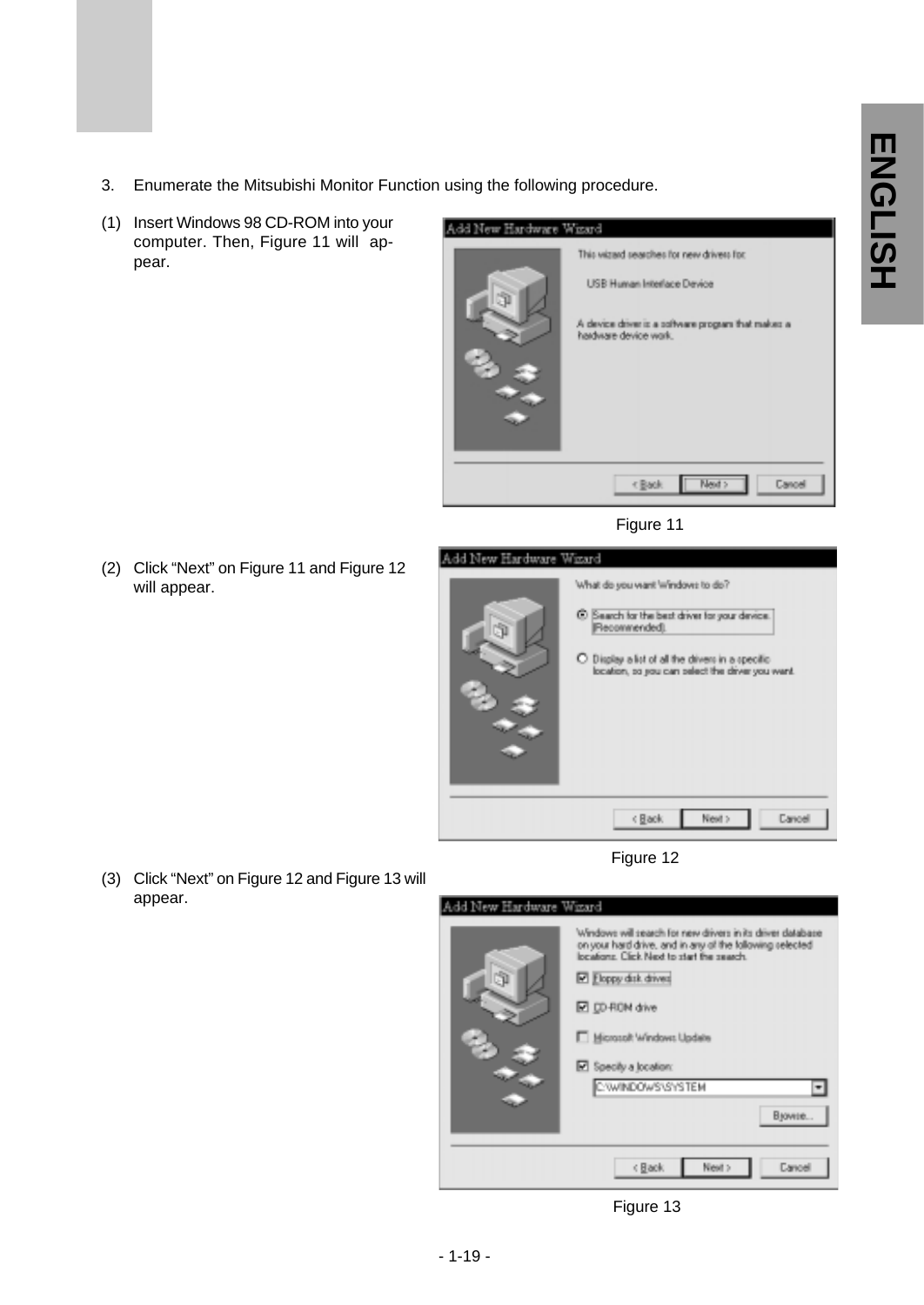3. Enumerate the Mitsubishi Monitor Function using the following procedure.

(1) Insert Windows 98 CD-ROM into your computer. Then, Figure 11 will appear.

Figure 11

(2) Click “Next” on Figure 11 and Figure 12 will appear.

Figure 12

(3) Click “Next” on Figure 12 and Figure 13 will appear.

Figure 13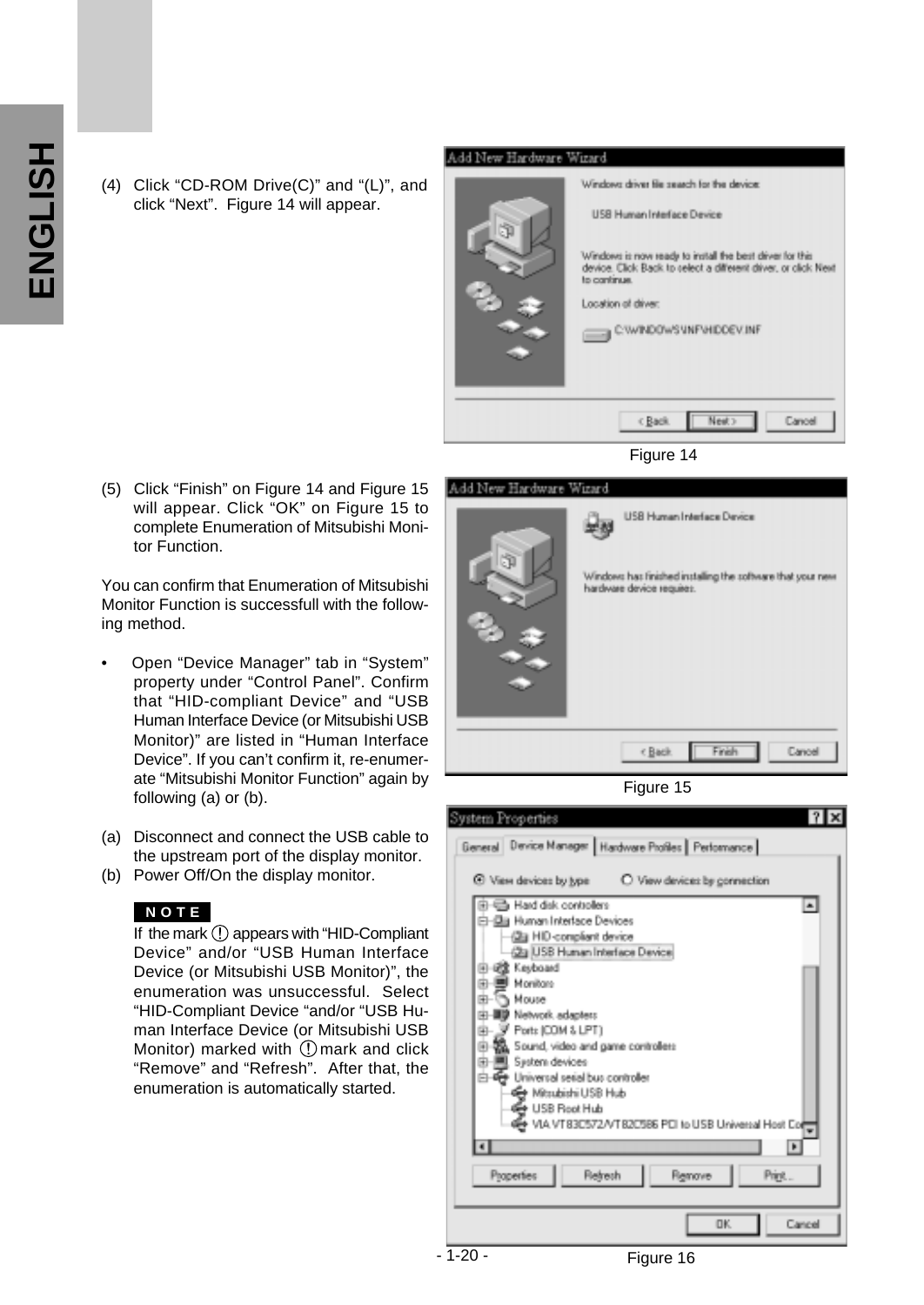(4) Click “CD-ROM Drive(C)” and “(L)”, and click “Next”. Figure 14 will appear.

Figure 14

(5) Click “Finish” on Figure 14 and Figure 15 will appear. Click “OK” on Figure 15 to complete Enumeration of Mitsubishi Monitor Function.

You can confirm that Enumeration of Mitsubishi Monitor Function is successfull with the following method.

- Open “Device Manager” tab in “System” property under “Control Panel”. Confirm that “HID-compliant Device” and “USB Human Interface Device (or Mitsubishi USB Monitor)” are listed in “Human Interface Device”. If you can’t confirm it, re-enumerate “Mitsubishi Monitor Function” again by following (a) or (b).

(a) Disconnect and connect the USB cable to the upstream port of the display monitor.
(b) Power Off/On the display monitor.

**NOTE**

If the mark ! appears with “HID-Compliant Device” and/or “USB Human Interface Device (or Mitsubishi USB Monitor)”, the enumeration was unsuccessful. Select “HID-Compliant Device “and/or “USB Human Interface Device (or Mitsubishi USB Monitor) marked with ! mark and click “Remove” and “Refresh”. After that, the enumeration is automatically started.

Figure 15

Figure 16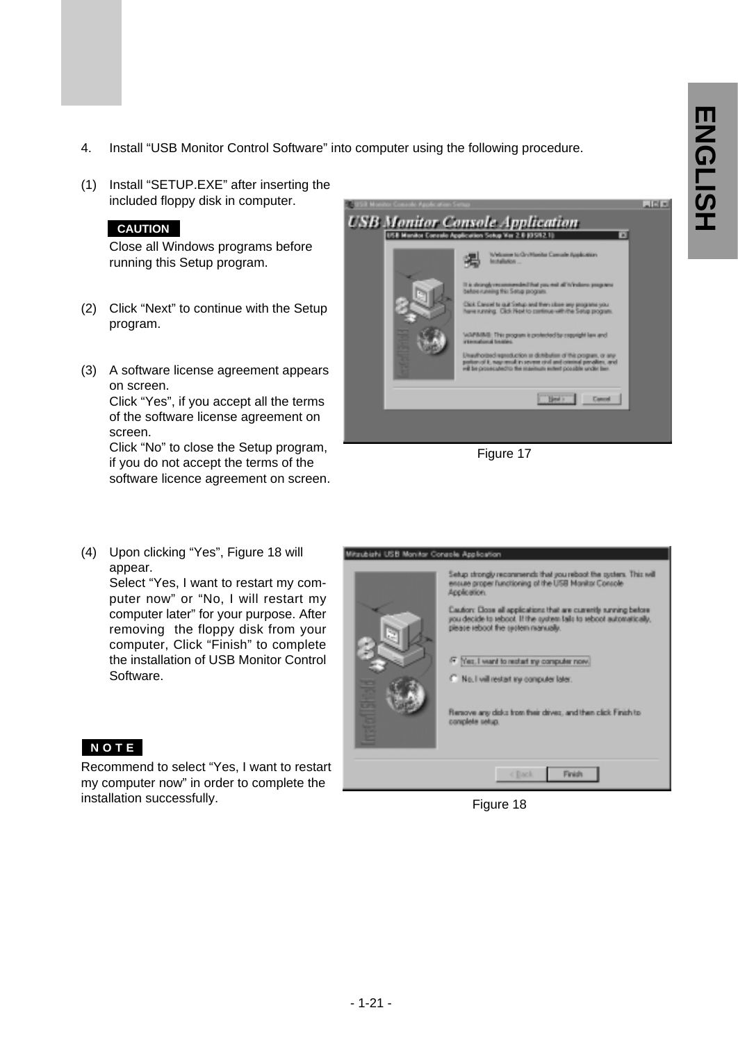4. Install “USB Monitor Control Software” into computer using the following procedure.

(1) Install “SETUP.EXE” after inserting the included floppy disk in computer.

**CAUTION**

Close all Windows programs before running this Setup program.

(2) Click “Next” to continue with the Setup program.

(3) A software license agreement appears on screen.
Click “Yes”, if you accept all the terms of the software license agreement on screen.
Click “No” to close the Setup program, if you do not accept the terms of the software licence agreement on screen.

Figure 17

(4) Upon clicking “Yes”, Figure 18 will appear.
Select “Yes, I want to restart my computer now” or “No, I will restart my computer later” for your purpose. After removing the floppy disk from your computer, Click “Finish” to complete the installation of USB Monitor Control Software.

**NOTE**

Recommend to select “Yes, I want to restart my computer now” in order to complete the installation successfully.

Figure 18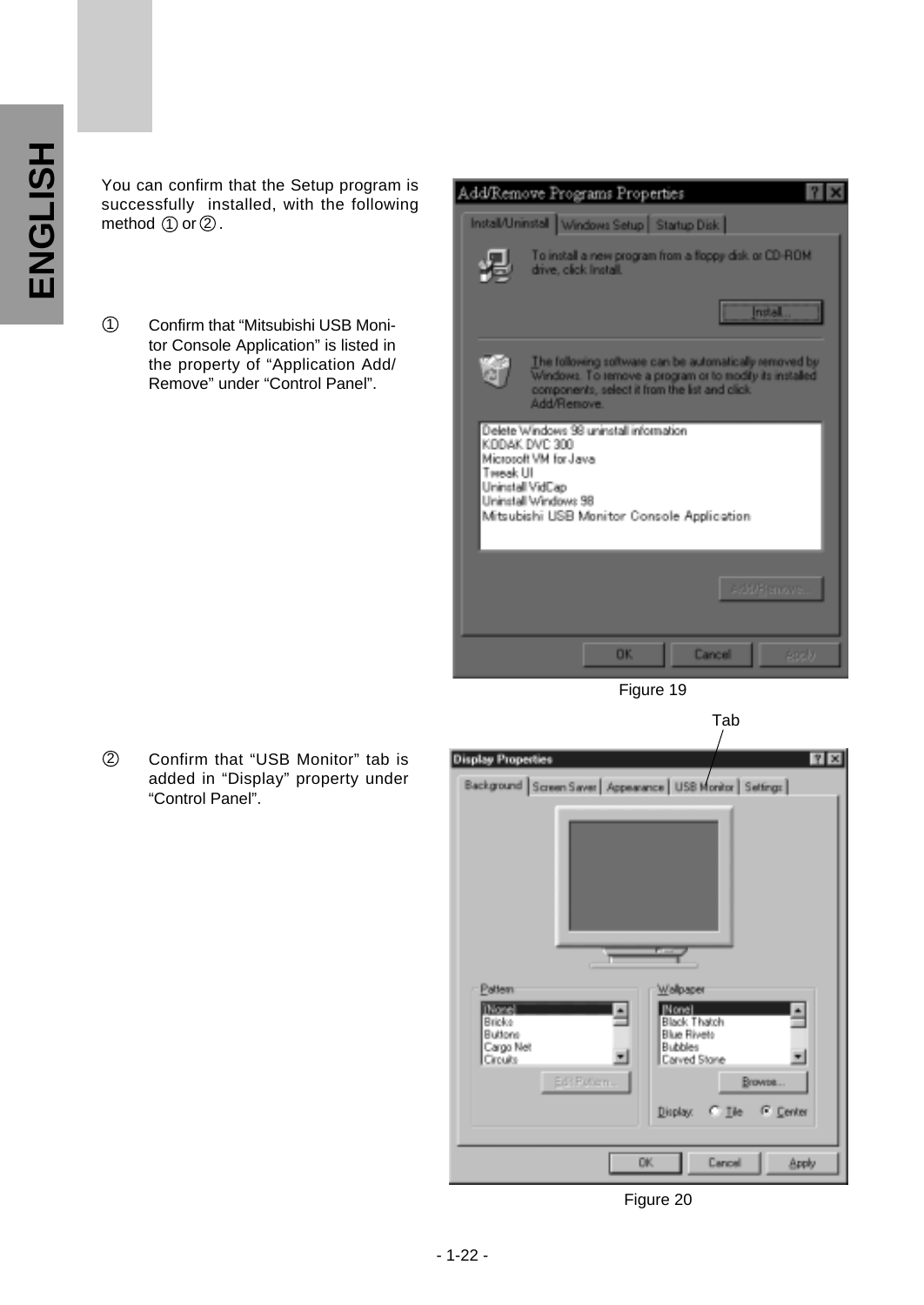You can confirm that the Setup program is successfully installed, with the following method ① or ②.

① Confirm that “Mitsubishi USB Monitor Console Application” is listed in the property of “Application Add/Remove” under “Control Panel”.

Figure 19

② Confirm that “USB Monitor” tab is added in “Display” property under “Control Panel”.

Tab

Figure 20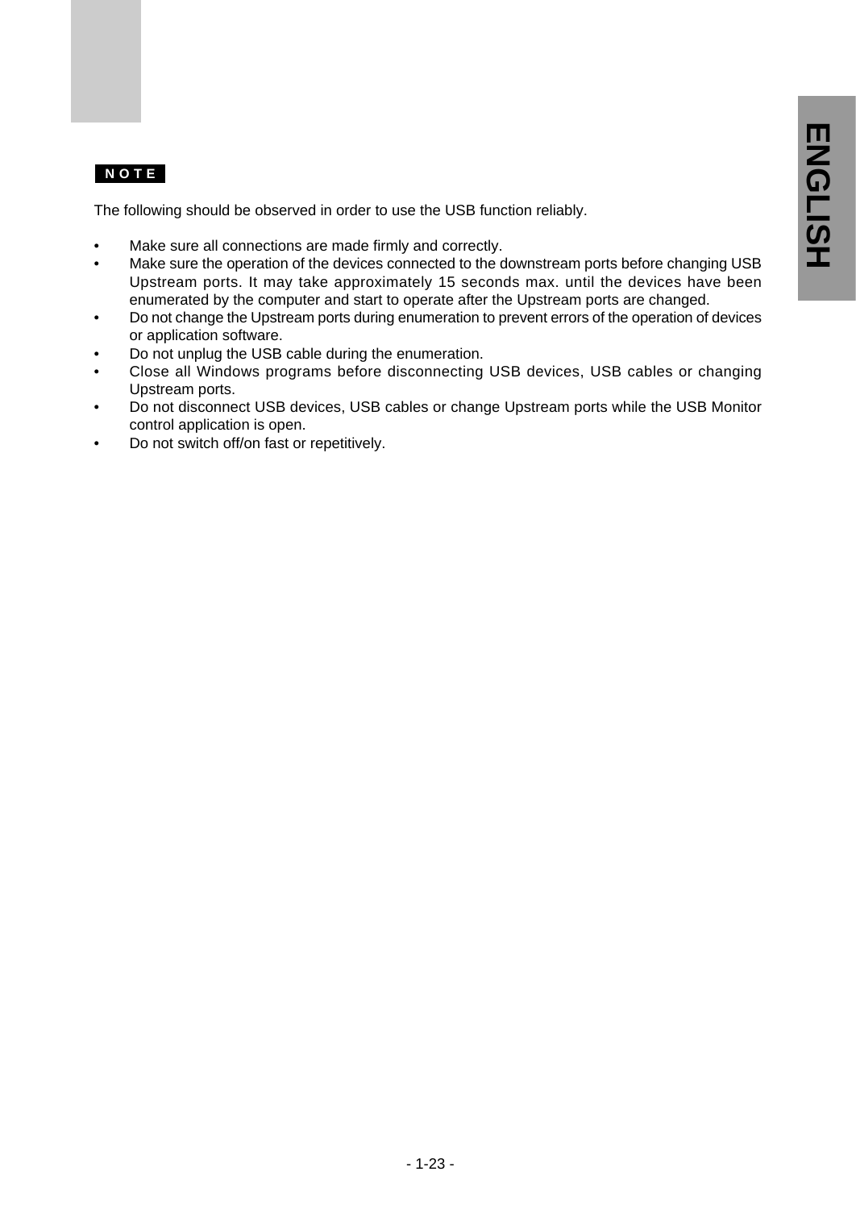**NOTE**

The following should be observed in order to use the USB function reliably.

- Make sure all connections are made firmly and correctly.
- Make sure the operation of the devices connected to the downstream ports before changing USB Upstream ports. It may take approximately 15 seconds max. until the devices have been enumerated by the computer and start to operate after the Upstream ports are changed.
- Do not change the Upstream ports during enumeration to prevent errors of the operation of devices or application software.
- Do not unplug the USB cable during the enumeration.
- Close all Windows programs before disconnecting USB devices, USB cables or changing Upstream ports.
- Do not disconnect USB devices, USB cables or change Upstream ports while the USB Monitor control application is open.
- Do not switch off/on fast or repetitively.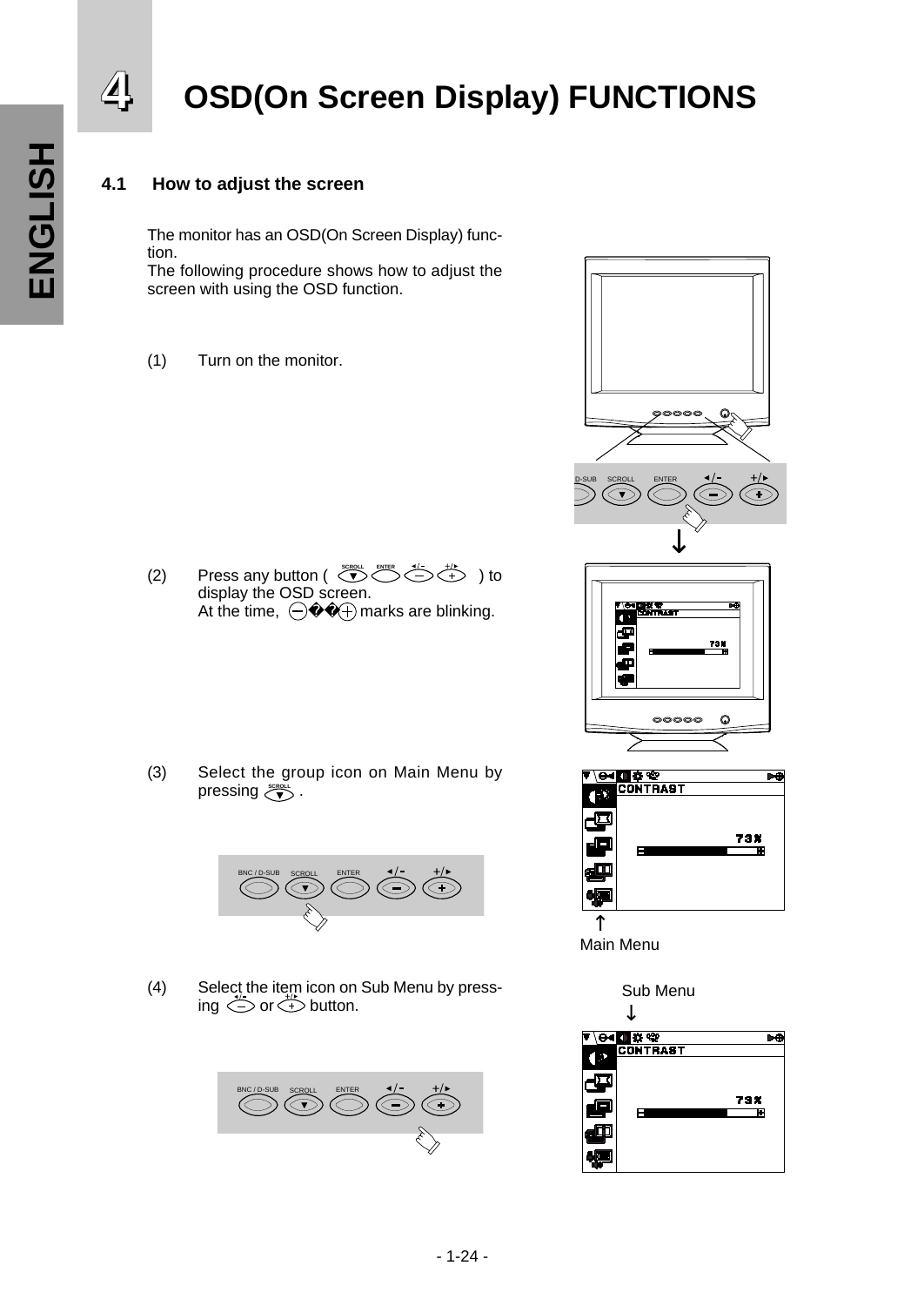# 4 OSD(On Screen Display) FUNCTIONS

## 4.1 How to adjust the screen

The monitor has an OSD(On Screen Display) function.
The following procedure shows how to adjust the screen with using the OSD function.

(1) Turn on the monitor.

(2) Press any button ( SCROLL ENTER ◄/– +/► ) to display the OSD screen.
At the time, ⊖ ⊕ marks are blinking.

(3) Select the group icon on Main Menu by pressing SCROLL .

(4) Select the item icon on Sub Menu by pressing ◄/– or +/► button.

Main Menu

Sub Menu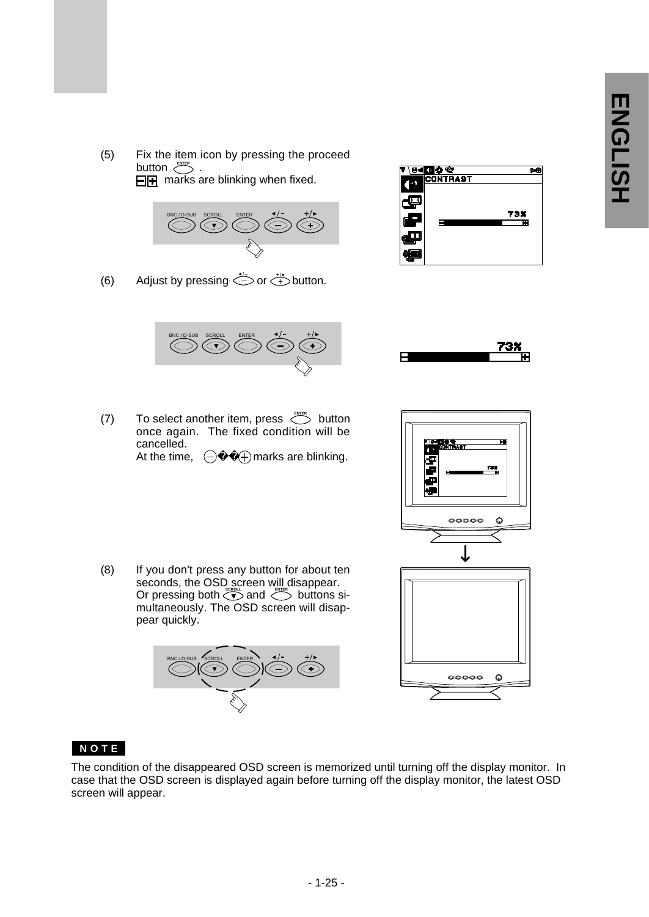(5) Fix the item icon by pressing the proceed button ENTER .
⊟⊞ marks are blinking when fixed.

(6) Adjust by pressing ◄/– or +/► button.

(7) To select another item, press ENTER button once again. The fixed condition will be cancelled.
At the time, ⊖��⊕ marks are blinking.

(8) If you don't press any button for about ten seconds, the OSD screen will disappear.
Or pressing both SCROLL and ENTER buttons simultaneously. The OSD screen will disappear quickly.

**NOTE**

The condition of the disappeared OSD screen is memorized until turning off the display monitor. In case that the OSD screen is displayed again before turning off the display monitor, the latest OSD screen will appear.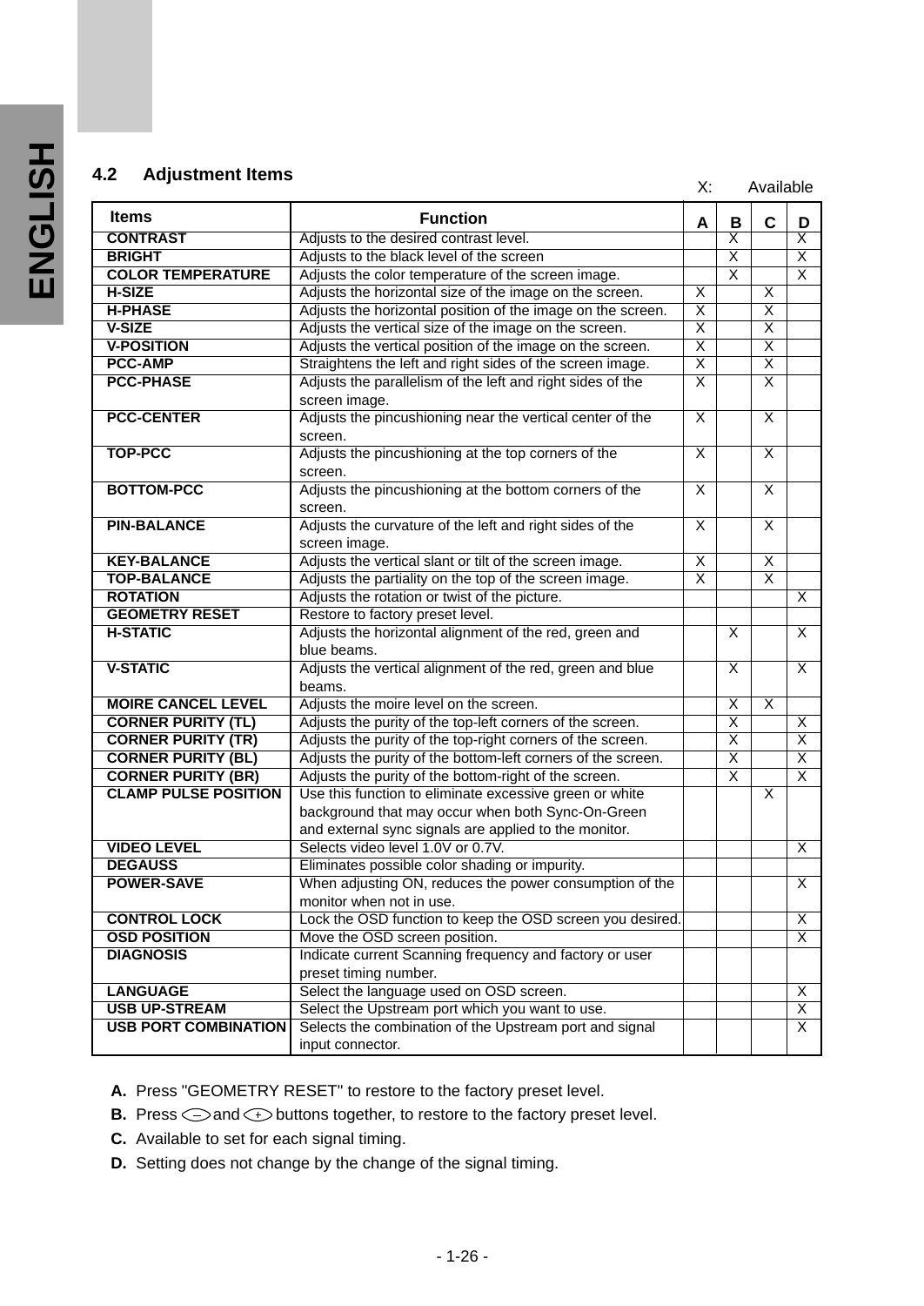## 4.2 Adjustment Items

X: Available

| Items | Function | A | B | C | D |
|---|---|---|---|---|---|
| **CONTRAST** | Adjusts to the desired contrast level. | | X | | X |
| **BRIGHT** | Adjusts to the black level of the screen | | X | | X |
| **COLOR TEMPERATURE** | Adjusts the color temperature of the screen image. | | X | | X |
| **H-SIZE** | Adjusts the horizontal size of the image on the screen. | X | | X | |
| **H-PHASE** | Adjusts the horizontal position of the image on the screen. | X | | X | |
| **V-SIZE** | Adjusts the vertical size of the image on the screen. | X | | X | |
| **V-POSITION** | Adjusts the vertical position of the image on the screen. | X | | X | |
| **PCC-AMP** | Straightens the left and right sides of the screen image. | X | | X | |
| **PCC-PHASE** | Adjusts the parallelism of the left and right sides of the screen image. | X | | X | |
| **PCC-CENTER** | Adjusts the pincushioning near the vertical center of the screen. | X | | X | |
| **TOP-PCC** | Adjusts the pincushioning at the top corners of the screen. | X | | X | |
| **BOTTOM-PCC** | Adjusts the pincushioning at the bottom corners of the screen. | X | | X | |
| **PIN-BALANCE** | Adjusts the curvature of the left and right sides of the screen image. | X | | X | |
| **KEY-BALANCE** | Adjusts the vertical slant or tilt of the screen image. | X | | X | |
| **TOP-BALANCE** | Adjusts the partiality on the top of the screen image. | X | | X | |
| **ROTATION** | Adjusts the rotation or twist of the picture. | | | | X |
| **GEOMETRY RESET** | Restore to factory preset level. | | | | |
| **H-STATIC** | Adjusts the horizontal alignment of the red, green and blue beams. | | X | | X |
| **V-STATIC** | Adjusts the vertical alignment of the red, green and blue beams. | | X | | X |
| **MOIRE CANCEL LEVEL** | Adjusts the moire level on the screen. | | X | X | |
| **CORNER PURITY (TL)** | Adjusts the purity of the top-left corners of the screen. | | X | | X |
| **CORNER PURITY (TR)** | Adjusts the purity of the top-right corners of the screen. | | X | | X |
| **CORNER PURITY (BL)** | Adjusts the purity of the bottom-left corners of the screen. | | X | | X |
| **CORNER PURITY (BR)** | Adjusts the purity of the bottom-right of the screen. | | X | | X |
| **CLAMP PULSE POSITION** | Use this function to eliminate excessive green or white background that may occur when both Sync-On-Green and external sync signals are applied to the monitor. | | | X | |
| **VIDEO LEVEL** | Selects video level 1.0V or 0.7V. | | | | X |
| **DEGAUSS** | Eliminates possible color shading or impurity. | | | | |
| **POWER-SAVE** | When adjusting ON, reduces the power consumption of the monitor when not in use. | | | | X |
| **CONTROL LOCK** | Lock the OSD function to keep the OSD screen you desired. | | | | X |
| **OSD POSITION** | Move the OSD screen position. | | | | X |
| **DIAGNOSIS** | Indicate current Scanning frequency and factory or user preset timing number. | | | | |
| **LANGUAGE** | Select the language used on OSD screen. | | | | X |
| **USB UP-STREAM** | Select the Upstream port which you want to use. | | | | X |
| **USB PORT COMBINATION** | Selects the combination of the Upstream port and signal input connector. | | | | X |

**A.** Press "GEOMETRY RESET" to restore to the factory preset level.

**B.** Press (–) and (+) buttons together, to restore to the factory preset level.

**C.** Available to set for each signal timing.

**D.** Setting does not change by the change of the signal timing.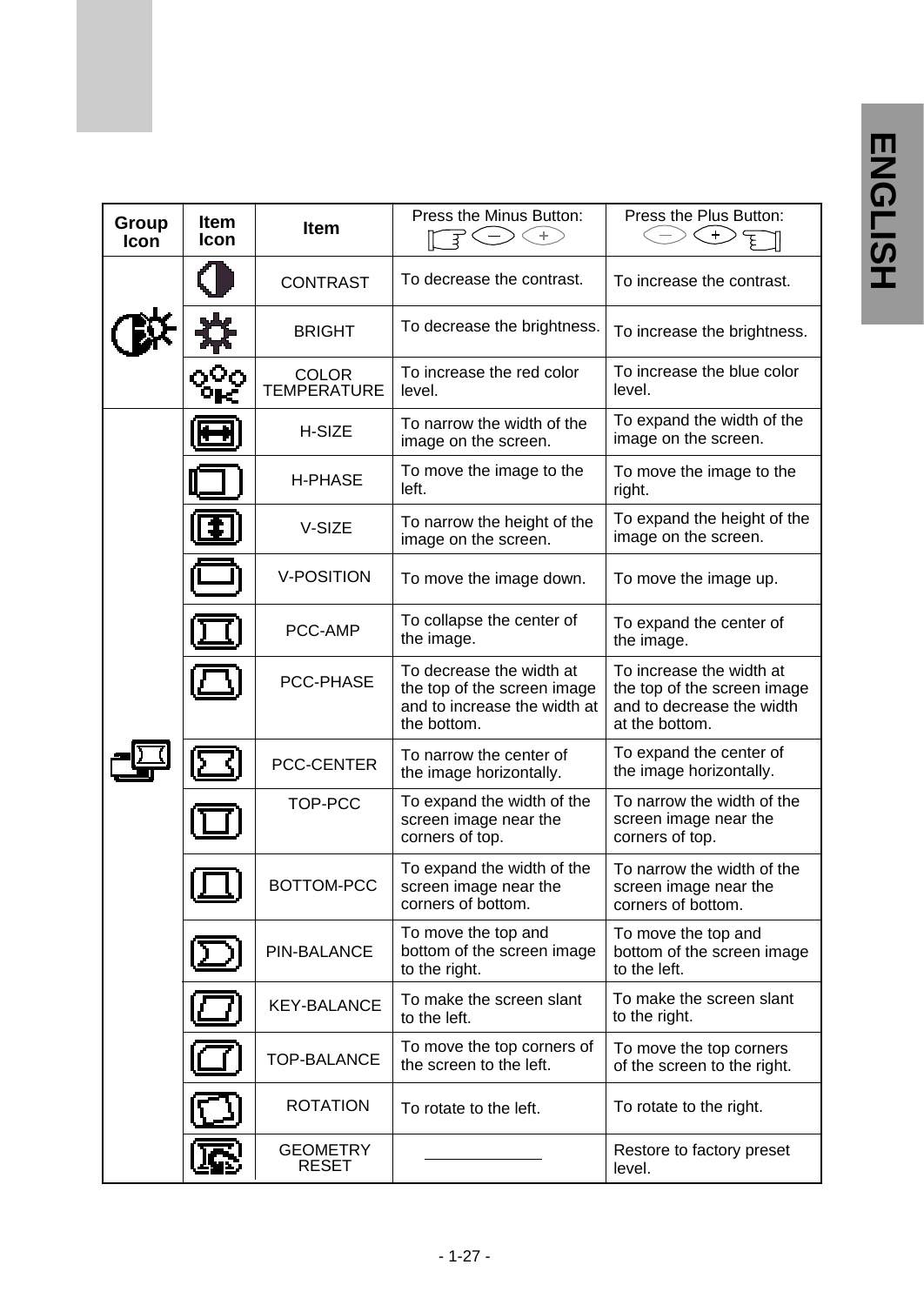| Group Icon | Item Icon | Item | Press the Minus Button: | Press the Plus Button: |
|---|---|---|---|---|
| | | CONTRAST | To decrease the contrast. | To increase the contrast. |
| | | BRIGHT | To decrease the brightness. | To increase the brightness. |
| | | COLOR TEMPERATURE | To increase the red color level. | To increase the blue color level. |
| | | H-SIZE | To narrow the width of the image on the screen. | To expand the width of the image on the screen. |
| | | H-PHASE | To move the image to the left. | To move the image to the right. |
| | | V-SIZE | To narrow the height of the image on the screen. | To expand the height of the image on the screen. |
| | | V-POSITION | To move the image down. | To move the image up. |
| | | PCC-AMP | To collapse the center of the image. | To expand the center of the image. |
| | | PCC-PHASE | To decrease the width at the top of the screen image and to increase the width at the bottom. | To increase the width at the top of the screen image and to decrease the width at the bottom. |
| | | PCC-CENTER | To narrow the center of the image horizontally. | To expand the center of the image horizontally. |
| | | TOP-PCC | To expand the width of the screen image near the corners of top. | To narrow the width of the screen image near the corners of top. |
| | | BOTTOM-PCC | To expand the width of the screen image near the corners of bottom. | To narrow the width of the screen image near the corners of bottom. |
| | | PIN-BALANCE | To move the top and bottom of the screen image to the right. | To move the top and bottom of the screen image to the left. |
| | | KEY-BALANCE | To make the screen slant to the left. | To make the screen slant to the right. |
| | | TOP-BALANCE | To move the top corners of the screen to the left. | To move the top corners of the screen to the right. |
| | | ROTATION | To rotate to the left. | To rotate to the right. |
| | | GEOMETRY RESET | ———————— | Restore to factory preset level. |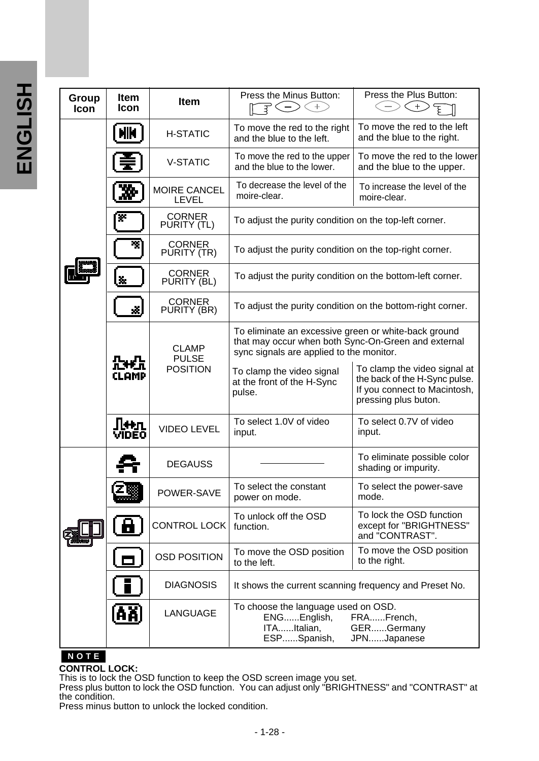| Group Icon | Item Icon | Item | Press the Minus Button: | Press the Plus Button: |
|---|---|---|---|---|
| | | H-STATIC | To move the red to the right and the blue to the left. | To move the red to the left and the blue to the right. |
| | | V-STATIC | To move the red to the upper and the blue to the lower. | To move the red to the lower and the blue to the upper. |
| | | MOIRE CANCEL LEVEL | To decrease the level of the moire-clear. | To increase the level of the moire-clear. |
| | | CORNER PURITY (TL) | To adjust the purity condition on the top-left corner. | |
| | | CORNER PURITY (TR) | To adjust the purity condition on the top-right corner. | |
| | | CORNER PURITY (BL) | To adjust the purity condition on the bottom-left corner. | |
| | | CORNER PURITY (BR) | To adjust the purity condition on the bottom-right corner. | |
| | | CLAMP PULSE POSITION | To eliminate an excessive green or white-back ground that may occur when both Sync-On-Green and external sync signals are applied to the monitor. To clamp the video signal at the front of the H-Sync pulse. | To clamp the video signal at the back of the H-Sync pulse. If you connect to Macintosh, pressing plus buton. |
| | | VIDEO LEVEL | To select 1.0V of video input. | To select 0.7V of video input. |
| | | DEGAUSS | ———— | To eliminate possible color shading or impurity. |
| | | POWER-SAVE | To select the constant power on mode. | To select the power-save mode. |
| | | CONTROL LOCK | To unlock off the OSD function. | To lock the OSD function except for "BRIGHTNESS" and "CONTRAST". |
| | | OSD POSITION | To move the OSD position to the left. | To move the OSD position to the right. |
| | | DIAGNOSIS | It shows the current scanning frequency and Preset No. | |
| | | LANGUAGE | To choose the language used on OSD. ENG......English, FRA......French, ITA......Italian, GER......Germany ESP......Spanish, JPN......Japanese | |

**NOTE**

**CONTROL LOCK:**
This is to lock the OSD function to keep the OSD screen image you set.
Press plus button to lock the OSD function. You can adjust only "BRIGHTNESS" and "CONTRAST" at the condition.
Press minus button to unlock the locked condition.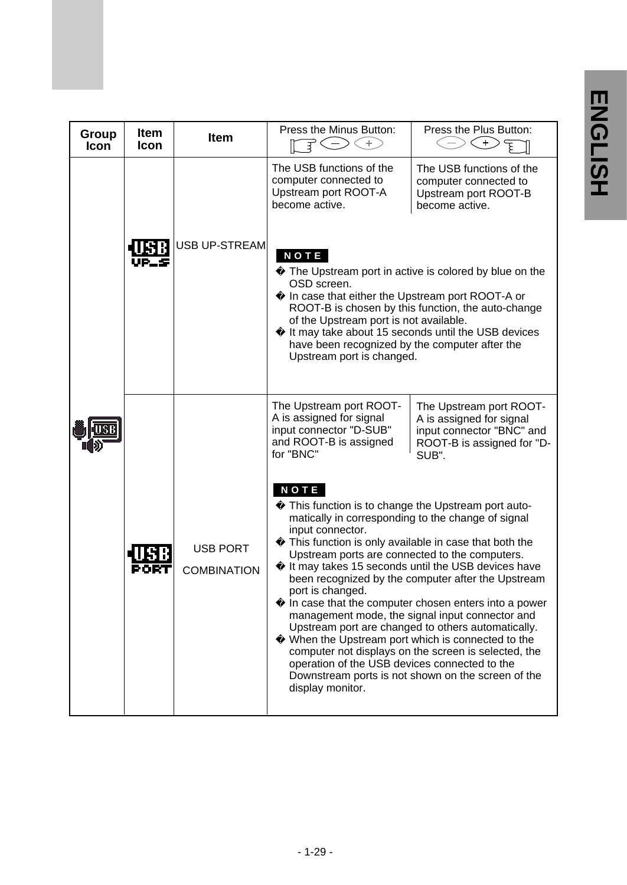| Group Icon | Item Icon | Item | Press the Minus Button: | Press the Plus Button: |
|---|---|---|---|---|
| | | USB UP-STREAM | The USB functions of the computer connected to Upstream port ROOT-A become active. | The USB functions of the computer connected to Upstream port ROOT-B become active. |
| | | | **NOTE**<br>• The Upstream port in active is colored by blue on the OSD screen.<br>• In case that either the Upstream port ROOT-A or ROOT-B is chosen by this function, the auto-change of the Upstream port is not available.<br>• It may take about 15 seconds until the USB devices have been recognized by the computer after the Upstream port is changed. | |
| | | USB PORT COMBINATION | The Upstream port ROOT-A is assigned for signal input connector "D-SUB" and ROOT-B is assigned for "BNC" | The Upstream port ROOT-A is assigned for signal input connector "BNC" and ROOT-B is assigned for "D-SUB". |
| | | | **NOTE**<br>• This function is to change the Upstream port automatically in corresponding to the change of signal input connector.<br>• This function is only available in case that both the Upstream ports are connected to the computers.<br>• It may takes 15 seconds until the USB devices have been recognized by the computer after the Upstream port is changed.<br>• In case that the computer chosen enters into a power management mode, the signal input connector and Upstream port are changed to others automatically.<br>• When the Upstream port which is connected to the computer not displays on the screen is selected, the operation of the USB devices connected to the Downstream ports is not shown on the screen of the display monitor. | |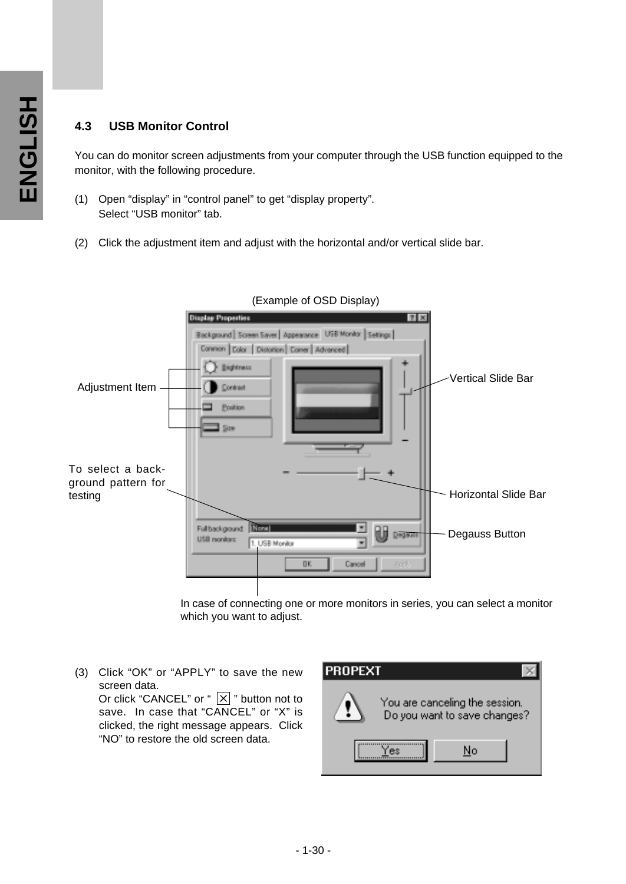## 4.3 USB Monitor Control

You can do monitor screen adjustments from your computer through the USB function equipped to the monitor, with the following procedure.

(1) Open “display” in “control panel” to get “display property”.
Select “USB monitor” tab.

(2) Click the adjustment item and adjust with the horizontal and/or vertical slide bar.

(Example of OSD Display)

Adjustment Item

Vertical Slide Bar

To select a back-ground pattern for testing

Horizontal Slide Bar

Degauss Button

In case of connecting one or more monitors in series, you can select a monitor which you want to adjust.

(3) Click “OK” or “APPLY” to save the new screen data.
Or click “CANCEL” or “ ✕ ” button not to save. In case that “CANCEL” or “X” is clicked, the right message appears. Click “NO” to restore the old screen data.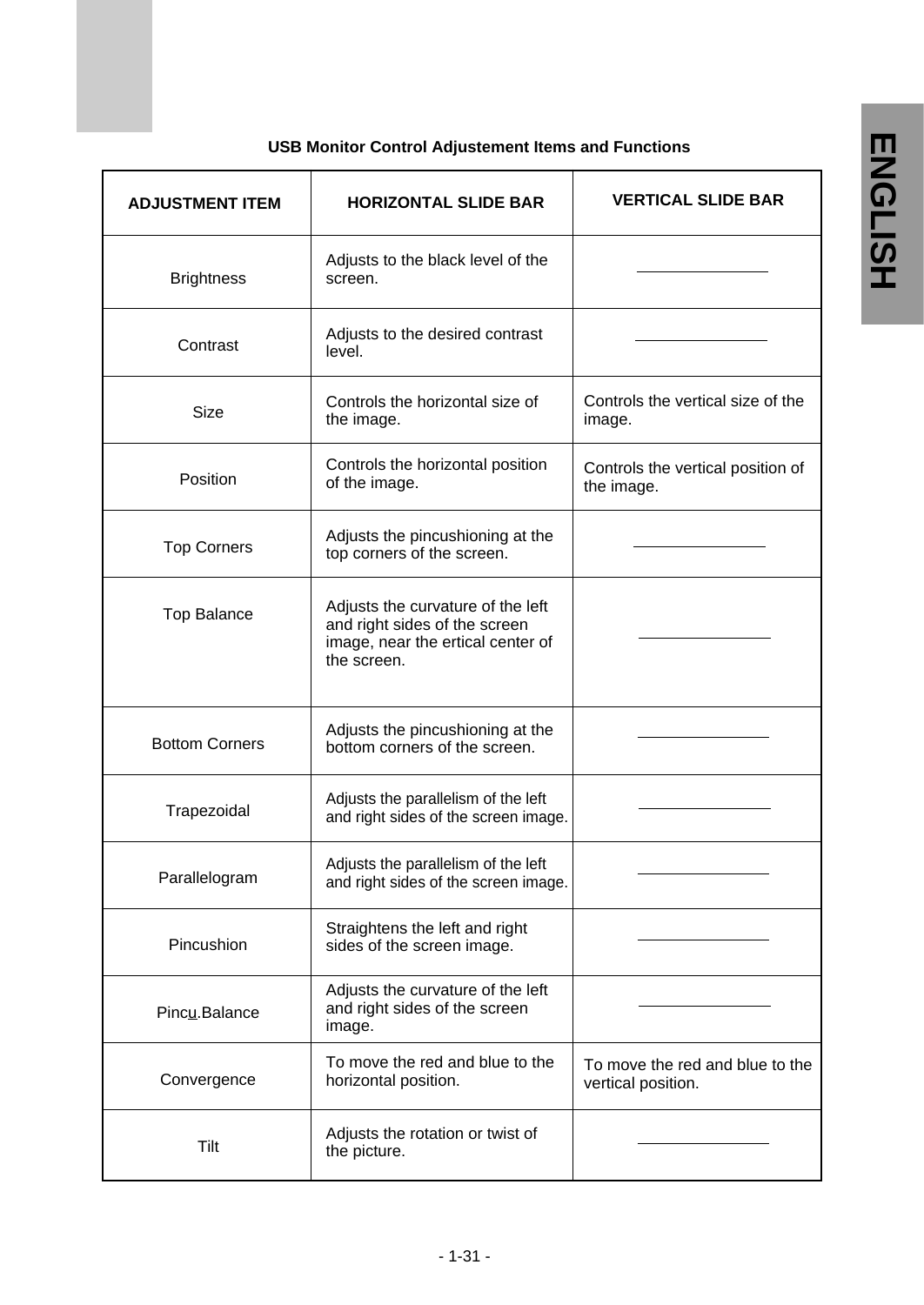ENGLISH

### USB Monitor Control Adjustement Items and Functions

| ADJUSTMENT ITEM | HORIZONTAL SLIDE BAR | VERTICAL SLIDE BAR |
|---|---|---|
| Brightness | Adjusts to the black level of the screen. | ———— |
| Contrast | Adjusts to the desired contrast level. | ———— |
| Size | Controls the horizontal size of the image. | Controls the vertical size of the image. |
| Position | Controls the horizontal position of the image. | Controls the vertical position of the image. |
| Top Corners | Adjusts the pincushioning at the top corners of the screen. | ———— |
| Top Balance | Adjusts the curvature of the left and right sides of the screen image, near the ertical center of the screen. | ———— |
| Bottom Corners | Adjusts the pincushioning at the bottom corners of the screen. | ———— |
| Trapezoidal | Adjusts the parallelism of the left and right sides of the screen image. | ———— |
| Parallelogram | Adjusts the parallelism of the left and right sides of the screen image. | ———— |
| Pincushion | Straightens the left and right sides of the screen image. | ———— |
| Pincu.Balance | Adjusts the curvature of the left and right sides of the screen image. | ———— |
| Convergence | To move the red and blue to the horizontal position. | To move the red and blue to the vertical position. |
| Tilt | Adjusts the rotation or twist of the picture. | ———— |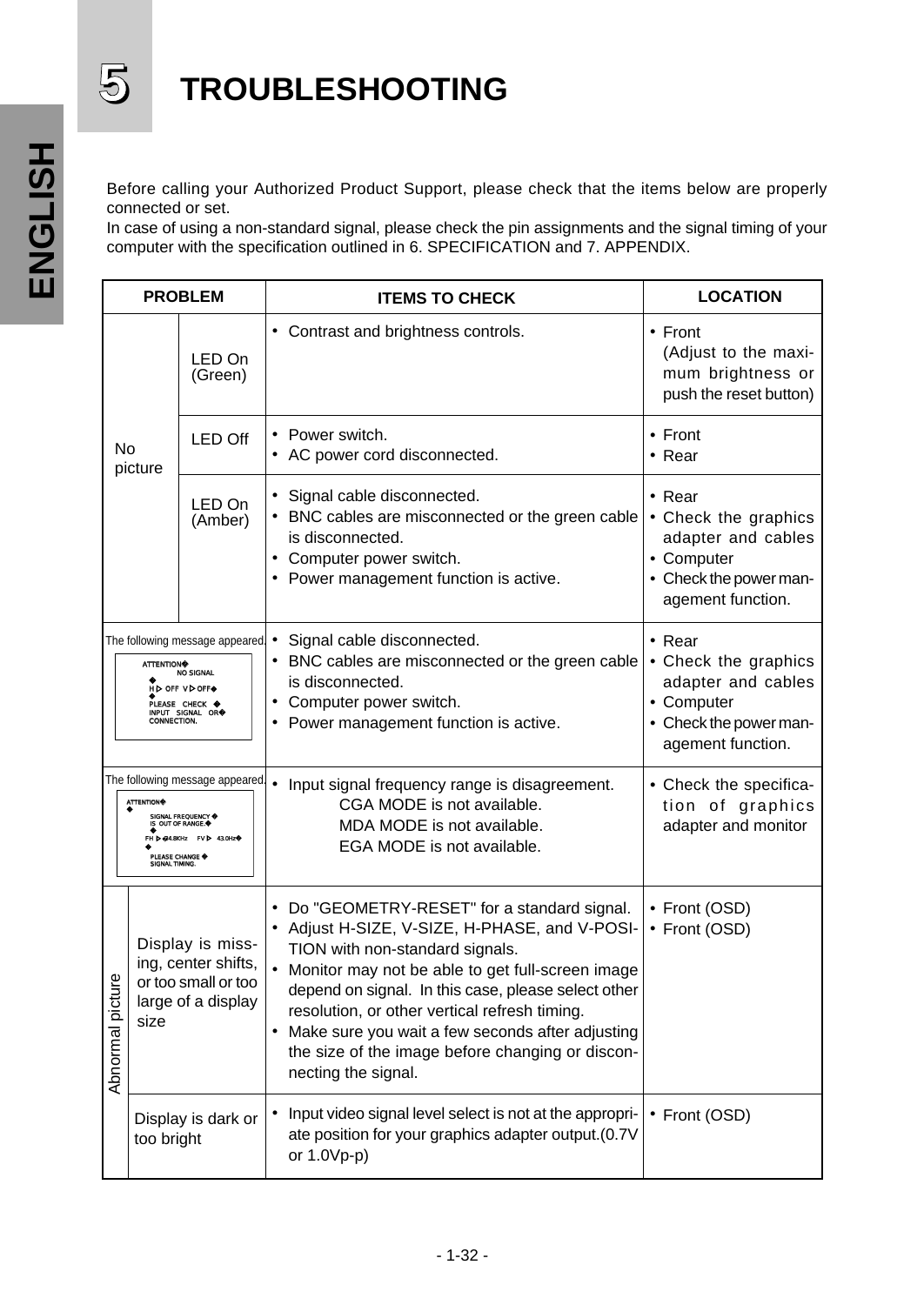# 5 TROUBLESHOOTING

Before calling your Authorized Product Support, please check that the items below are properly connected or set.
In case of using a non-standard signal, please check the pin assignments and the signal timing of your computer with the specification outlined in 6. SPECIFICATION and 7. APPENDIX.

| PROBLEM | | ITEMS TO CHECK | LOCATION |
|---|---|---|---|
| No picture | LED On (Green) | • Contrast and brightness controls. | • Front (Adjust to the maximum brightness or push the reset button) |
| | LED Off | • Power switch.<br>• AC power cord disconnected. | • Front<br>• Rear |
| | LED On (Amber) | • Signal cable disconnected.<br>• BNC cables are misconnected or the green cable is disconnected.<br>• Computer power switch.<br>• Power management function is active. | • Rear<br>• Check the graphics adapter and cables<br>• Computer<br>• Check the power management function. |
| The following message appeared. ATTENTION NO SIGNAL H ▷ OFF V ▷ OFF PLEASE CHECK INPUT SIGNAL OR CONNECTION. | | • Signal cable disconnected.<br>• BNC cables are misconnected or the green cable is disconnected.<br>• Computer power switch.<br>• Power management function is active. | • Rear<br>• Check the graphics adapter and cables<br>• Computer<br>• Check the power management function. |
| The following message appeared. ATTENTION SIGNAL FREQUENCY IS OUT OF RANGE. FH ▷ 24.8KHz FV ▷ 43.0Hz PLEASE CHANGE SIGNAL TIMING. | | • Input signal frequency range is disagreement.<br>CGA MODE is not available.<br>MDA MODE is not available.<br>EGA MODE is not available. | • Check the specification of graphics adapter and monitor |
| Abnormal picture | Display is missing, center shifts, or too small or too large of a display size | • Do "GEOMETRY-RESET" for a standard signal.<br>• Adjust H-SIZE, V-SIZE, H-PHASE, and V-POSITION with non-standard signals.<br>• Monitor may not be able to get full-screen image depend on signal. In this case, please select other resolution, or other vertical refresh timing.<br>• Make sure you wait a few seconds after adjusting the size of the image before changing or disconnecting the signal. | • Front (OSD)<br>• Front (OSD) |
| | Display is dark or too bright | • Input video signal level select is not at the appropriate position for your graphics adapter output.(0.7V or 1.0Vp-p) | • Front (OSD) |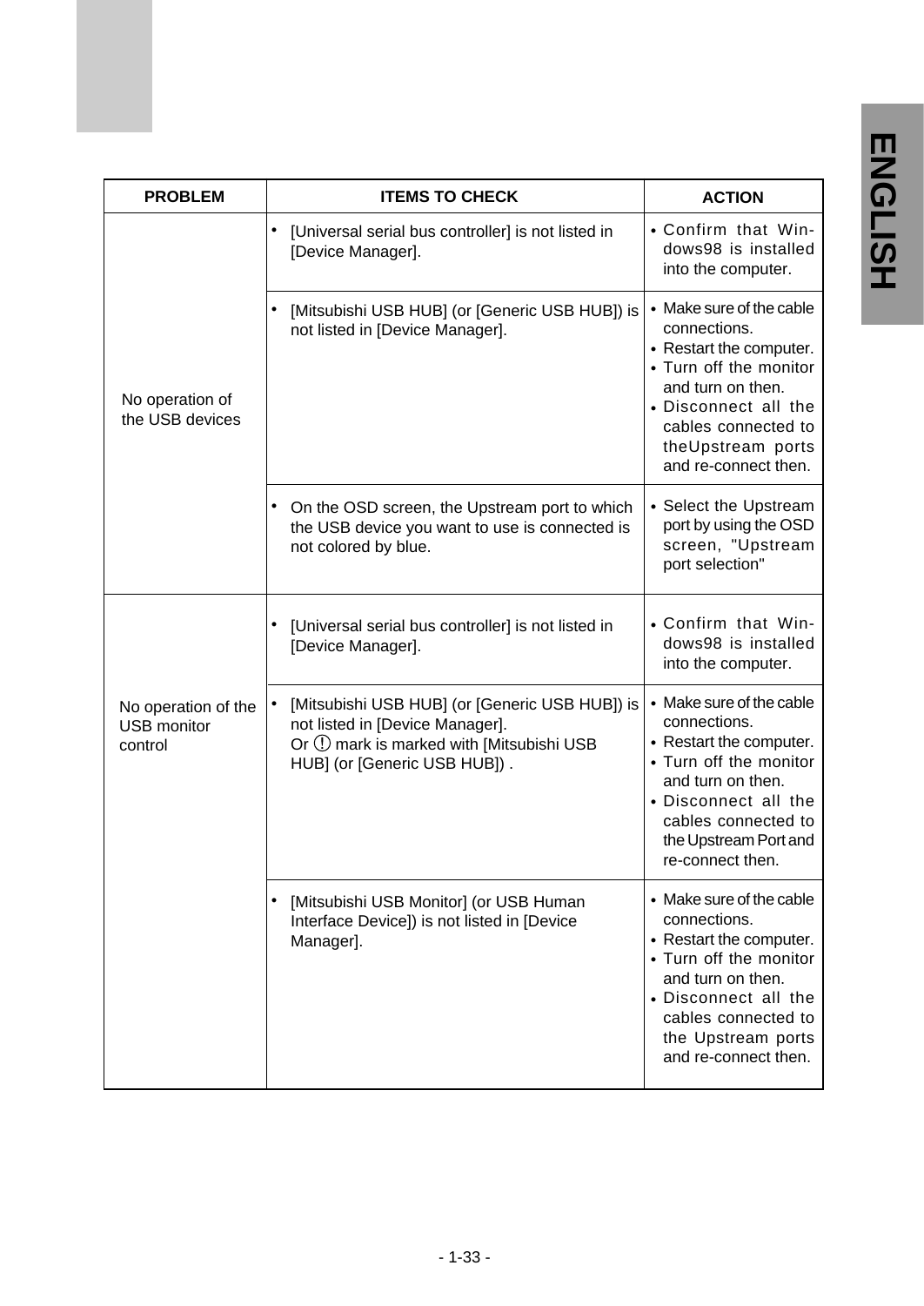| PROBLEM | ITEMS TO CHECK | ACTION |
|---|---|---|
| No operation of the USB devices | • [Universal serial bus controller] is not listed in [Device Manager]. | • Confirm that Windows98 is installed into the computer. |
| | • [Mitsubishi USB HUB] (or [Generic USB HUB]) is not listed in [Device Manager]. | • Make sure of the cable connections. <br> • Restart the computer. <br> • Turn off the monitor and turn on then. <br> • Disconnect all the cables connected to theUpstream ports and re-connect then. |
| | • On the OSD screen, the Upstream port to which the USB device you want to use is connected is not colored by blue. | • Select the Upstream port by using the OSD screen, "Upstream port selection" |
| No operation of the USB monitor control | • [Universal serial bus controller] is not listed in [Device Manager]. | • Confirm that Windows98 is installed into the computer. |
| | • [Mitsubishi USB HUB] (or [Generic USB HUB]) is not listed in [Device Manager]. Or ! mark is marked with [Mitsubishi USB HUB] (or [Generic USB HUB]) . | • Make sure of the cable connections. <br> • Restart the computer. <br> • Turn off the monitor and turn on then. <br> • Disconnect all the cables connected to the Upstream Port and re-connect then. |
| | • [Mitsubishi USB Monitor] (or USB Human Interface Device]) is not listed in [Device Manager]. | • Make sure of the cable connections. <br> • Restart the computer. <br> • Turn off the monitor and turn on then. <br> • Disconnect all the cables connected to the Upstream ports and re-connect then. |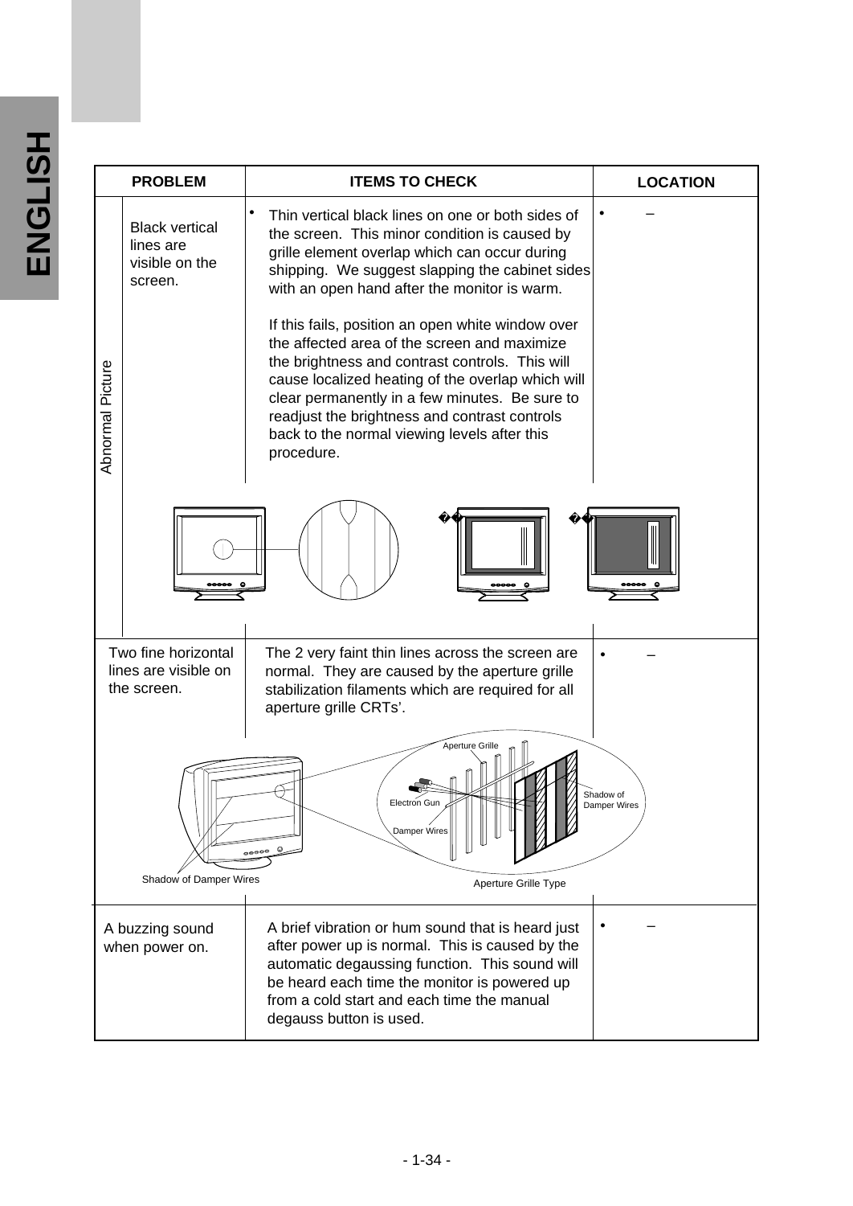| PROBLEM | | ITEMS TO CHECK | LOCATION |
|---|---|---|---|
| Abnormal Picture | Black vertical lines are visible on the screen. | • Thin vertical black lines on one or both sides of the screen. This minor condition is caused by grille element overlap which can occur during shipping. We suggest slapping the cabinet sides with an open hand after the monitor is warm.<br><br>If this fails, position an open white window over the affected area of the screen and maximize the brightness and contrast controls. This will cause localized heating of the overlap which will clear permanently in a few minutes. Be sure to readjust the brightness and contrast controls back to the normal viewing levels after this procedure. | • – |
| Two fine horizontal lines are visible on the screen. | | The 2 very faint thin lines across the screen are normal. They are caused by the aperture grille stabilization filaments which are required for all aperture grille CRTs'. | • – |
| A buzzing sound when power on. | | A brief vibration or hum sound that is heard just after power up is normal. This is caused by the automatic degaussing function. This sound will be heard each time the monitor is powered up from a cold start and each time the manual degauss button is used. | • – |

Aperture Grille

Electron Gun

Damper Wires

Shadow of Damper Wires

Shadow of Damper Wires

Aperture Grille Type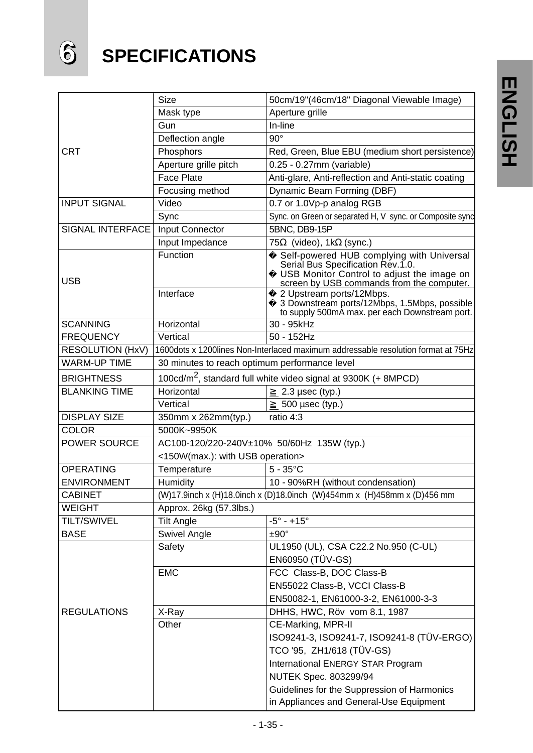# 6 SPECIFICATIONS

| | | |
|---|---|---|
| CRT | Size | 50cm/19"(46cm/18" Diagonal Viewable Image) |
| | Mask type | Aperture grille |
| | Gun | In-line |
| | Deflection angle | 90° |
| | Phosphors | Red, Green, Blue EBU (medium short persistence) |
| | Aperture grille pitch | 0.25 - 0.27mm (variable) |
| | Face Plate | Anti-glare, Anti-reflection and Anti-static coating |
| | Focusing method | Dynamic Beam Forming (DBF) |
| INPUT SIGNAL | Video | 0.7 or 1.0Vp-p analog RGB |
| | Sync | Sync. on Green or separated H, V sync. or Composite sync |
| SIGNAL INTERFACE | Input Connector | 5BNC, DB9-15P |
| | Input Impedance | 75Ω (video), 1kΩ (sync.) |
| USB | Function | • Self-powered HUB complying with Universal Serial Bus Specification Rev.1.0. • USB Monitor Control to adjust the image on screen by USB commands from the computer. |
| | Interface | • 2 Upstream ports/12Mbps. • 3 Downstream ports/12Mbps, 1.5Mbps, possible to supply 500mA max. per each Downstream port. |
| SCANNING FREQUENCY | Horizontal | 30 - 95kHz |
| | Vertical | 50 - 152Hz |
| RESOLUTION (HxV) | 1600dots x 1200lines Non-Interlaced maximum addressable resolution format at 75Hz | |
| WARM-UP TIME | 30 minutes to reach optimum performance level | |
| BRIGHTNESS | 100cd/m², standard full white video signal at 9300K (+ 8MPCD) | |
| BLANKING TIME | Horizontal | ≧ 2.3 µsec (typ.) |
| | Vertical | ≧ 500 µsec (typ.) |
| DISPLAY SIZE | 350mm x 262mm(typ.) | ratio 4:3 |
| COLOR | 5000K~9950K | |
| POWER SOURCE | AC100-120/220-240V±10% 50/60Hz 135W (typ.) <150W(max.): with USB operation> | |
| OPERATING ENVIRONMENT | Temperature | 5 - 35°C |
| | Humidity | 10 - 90%RH (without condensation) |
| CABINET | (W)17.9inch x (H)18.0inch x (D)18.0inch (W)454mm x (H)458mm x (D)456 mm | |
| WEIGHT | Approx. 26kg (57.3lbs.) | |
| TILT/SWIVEL BASE | Tilt Angle | -5° - +15° |
| | Swivel Angle | ±90° |
| REGULATIONS | Safety | UL1950 (UL), CSA C22.2 No.950 (C-UL) EN60950 (TÜV-GS) |
| | EMC | FCC Class-B, DOC Class-B EN55022 Class-B, VCCI Class-B EN50082-1, EN61000-3-2, EN61000-3-3 |
| | X-Ray | DHHS, HWC, Röv vom 8.1, 1987 |
| | Other | CE-Marking, MPR-II ISO9241-3, ISO9241-7, ISO9241-8 (TÜV-ERGO) TCO '95, ZH1/618 (TÜV-GS) International ENERGY STAR Program NUTEK Spec. 803299/94 Guidelines for the Suppression of Harmonics in Appliances and General-Use Equipment |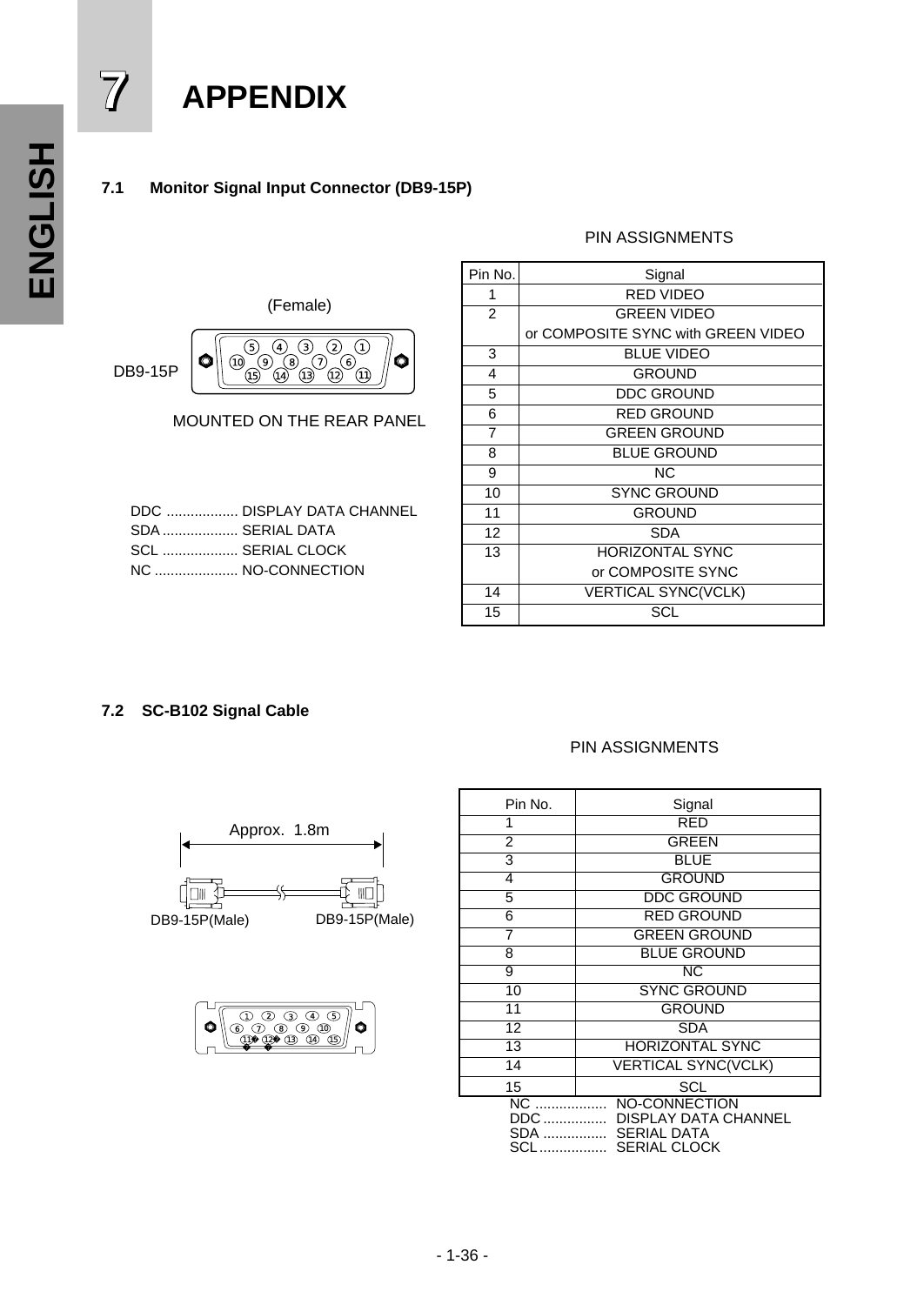# 7 APPENDIX

## 7.1 Monitor Signal Input Connector (DB9-15P)

(Female)

DB9-15P

MOUNTED ON THE REAR PANEL

DDC .................. DISPLAY DATA CHANNEL
SDA ................... SERIAL DATA
SCL ................... SERIAL CLOCK
NC ..................... NO-CONNECTION

PIN ASSIGNMENTS

| Pin No. | Signal |
|---|---|
| 1 | RED VIDEO |
| 2 | GREEN VIDEO or COMPOSITE SYNC with GREEN VIDEO |
| 3 | BLUE VIDEO |
| 4 | GROUND |
| 5 | DDC GROUND |
| 6 | RED GROUND |
| 7 | GREEN GROUND |
| 8 | BLUE GROUND |
| 9 | NC |
| 10 | SYNC GROUND |
| 11 | GROUND |
| 12 | SDA |
| 13 | HORIZONTAL SYNC or COMPOSITE SYNC |
| 14 | VERTICAL SYNC(VCLK) |
| 15 | SCL |

## 7.2 SC-B102 Signal Cable

Approx. 1.8m

DB9-15P(Male) DB9-15P(Male)

PIN ASSIGNMENTS

| Pin No. | Signal |
|---|---|
| 1 | RED |
| 2 | GREEN |
| 3 | BLUE |
| 4 | GROUND |
| 5 | DDC GROUND |
| 6 | RED GROUND |
| 7 | GREEN GROUND |
| 8 | BLUE GROUND |
| 9 | NC |
| 10 | SYNC GROUND |
| 11 | GROUND |
| 12 | SDA |
| 13 | HORIZONTAL SYNC |
| 14 | VERTICAL SYNC(VCLK) |
| 15 | SCL |

NC .................. NO-CONNECTION
DDC ................ DISPLAY DATA CHANNEL
SDA ................ SERIAL DATA
SCL................. SERIAL CLOCK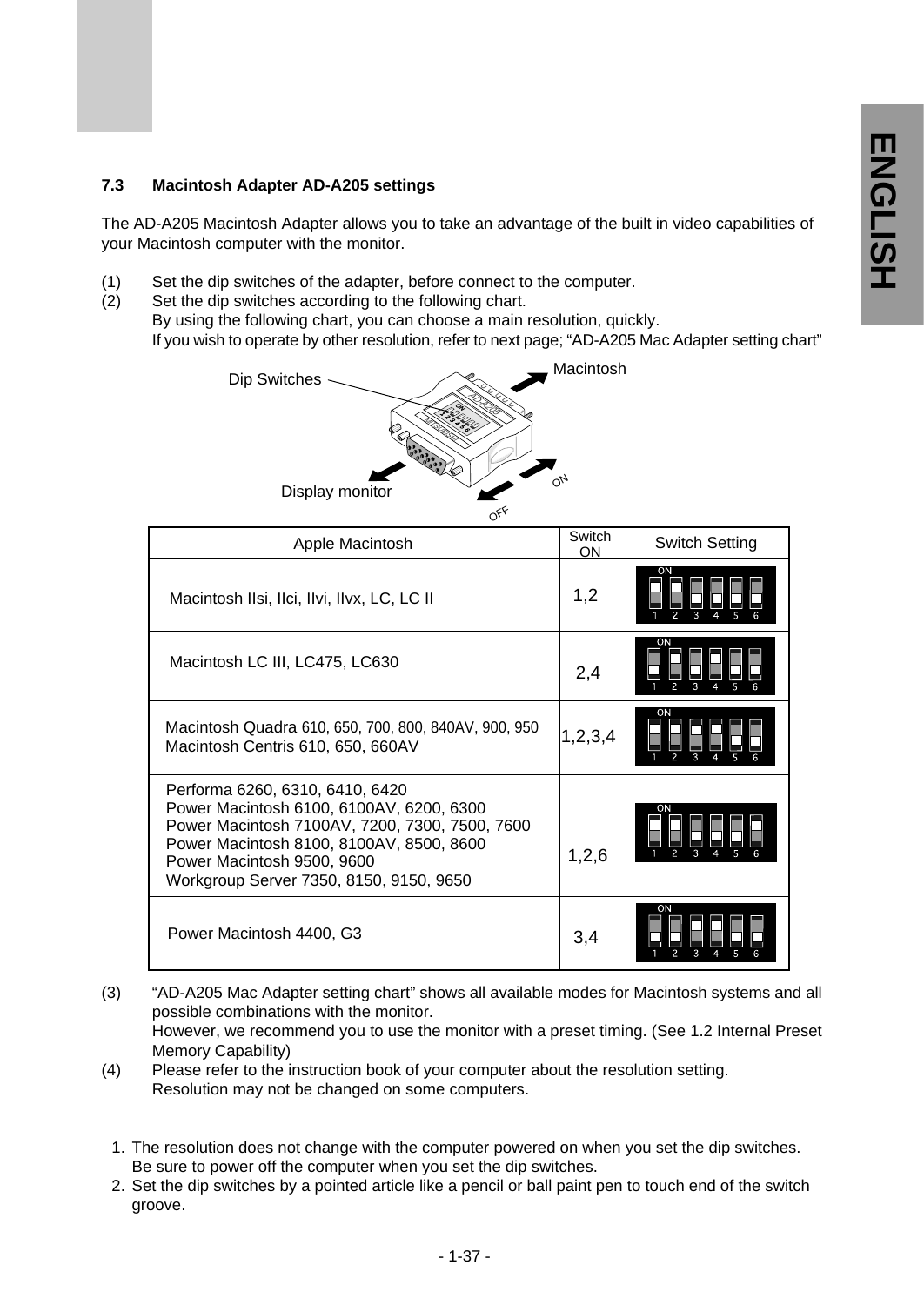### 7.3 Macintosh Adapter AD-A205 settings

The AD-A205 Macintosh Adapter allows you to take an advantage of the built in video capabilities of your Macintosh computer with the monitor.

(1) Set the dip switches of the adapter, before connect to the computer.

(2) Set the dip switches according to the following chart.
By using the following chart, you can choose a main resolution, quickly.
If you wish to operate by other resolution, refer to next page; “AD-A205 Mac Adapter setting chart”

Dip Switches
Macintosh
Display monitor
ON
OFF

| Apple Macintosh | Switch ON | Switch Setting |
|---|---|---|
| Macintosh IIsi, IIci, IIvi, IIvx, LC, LC II | 1,2 | |
| Macintosh LC III, LC475, LC630 | 2,4 | |
| Macintosh Quadra 610, 650, 700, 800, 840AV, 900, 950<br>Macintosh Centris 610, 650, 660AV | 1,2,3,4 | |
| Performa 6260, 6310, 6410, 6420<br>Power Macintosh 6100, 6100AV, 6200, 6300<br>Power Macintosh 7100AV, 7200, 7300, 7500, 7600<br>Power Macintosh 8100, 8100AV, 8500, 8600<br>Power Macintosh 9500, 9600<br>Workgroup Server 7350, 8150, 9150, 9650 | 1,2,6 | |
| Power Macintosh 4400, G3 | 3,4 | |

(3) “AD-A205 Mac Adapter setting chart” shows all available modes for Macintosh systems and all possible combinations with the monitor.
However, we recommend you to use the monitor with a preset timing. (See 1.2 Internal Preset Memory Capability)

(4) Please refer to the instruction book of your computer about the resolution setting.
Resolution may not be changed on some computers.

1. The resolution does not change with the computer powered on when you set the dip switches. Be sure to power off the computer when you set the dip switches.
2. Set the dip switches by a pointed article like a pencil or ball paint pen to touch end of the switch groove.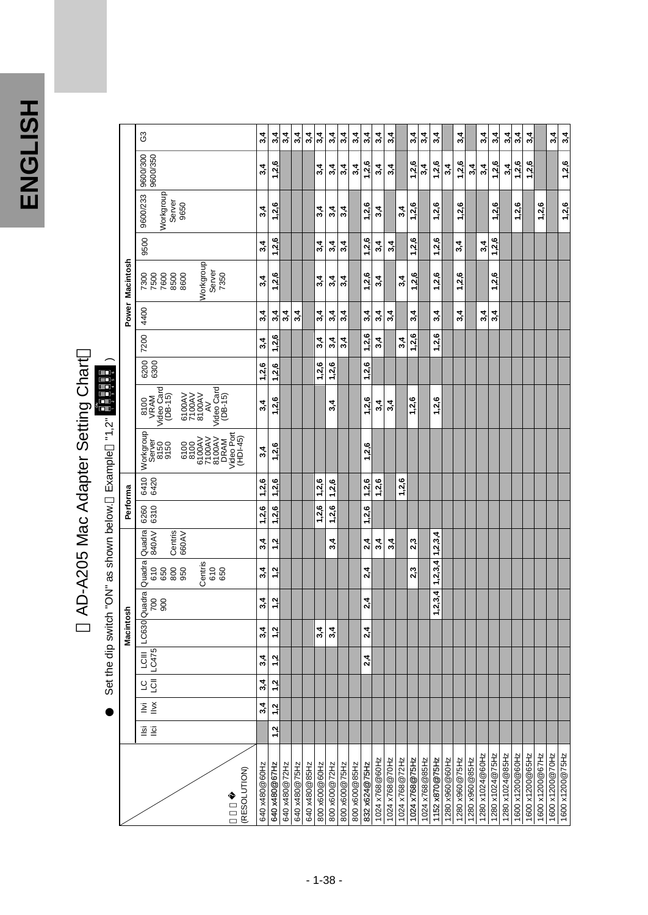# AD-A205 Mac Adapter Setting Chart

● Set the dip switch "ON" as shown below. (Example "1,2" )

| (RESOLUTION) | Macintosh | | | | | | | | Performa | | Power Macintosh | | | | | | | | | |
|---|---|---|---|---|---|---|---|---|---|---|---|---|---|---|---|---|---|---|---|---|
| | IIsi IIci | IIvi IIvx | LC LCII | LCIII LC475 | LC630 | Quadra 700 900 | Quadra 610 650 800 950 Centris 610 650 | Quadra 840AV Centris 660AV | 6260 6310 | 6410 6420 | Workgroup Server 8150 9150 6100 8100 6100AV 7100AV 8100AV DRAM Video Port (HDI-45) | 8100 VRAM Video Card (DB-15) 6100AV 7100AV 8100AV AV Video Card (DB-15) | 6200 6300 | 7200 | 4400 | 7300 7500 7600 8500 8600 Workgroup Server 7350 | 9500 | 9600/233 Workgroup Server 9650 | 9600/300 9600/350 | G3 |
| 640 x480@60Hz | | 3,4 | 3,4 | 3,4 | 3,4 | 3,4 | 3,4 | 3,4 | 1,2,6 | 1,2,6 | 3,4 | 3,4 | 1,2,6 | 3,4 | 3,4 | 3,4 | 3,4 | 3,4 | 3,4 | 3,4 |
| 640 x480@67Hz | 1,2 | 1,2 | 1,2 | 1,2 | 1,2 | 1,2 | 1,2 | 1,2 | 1,2,6 | 1,2,6 | 1,2,6 | 1,2,6 | 1,2,6 | 1,2,6 | 3,4 | 1,2,6 | 1,2,6 | 1,2,6 | 1,2,6 | 3,4 |
| 640 x480@72Hz | | | | | | | | | | | | | | | 3,4 | | | | | 3,4 |
| 640 x480@75Hz | | | | | | | | | | | | | | | 3,4 | | | | | 3,4 |
| 640 x480@85Hz | | | | | | | | | | | | | | | | | | | | 3,4 |
| 800 x600@60Hz | | | | | 3,4 | | | | 1,2,6 | 1,2,6 | | | 1,2,6 | 3,4 | 3,4 | 3,4 | 3,4 | 3,4 | 3,4 | 3,4 |
| 800 x600@72Hz | | | | | 3,4 | | | 3,4 | 1,2,6 | 1,2,6 | | 3,4 | 1,2,6 | 3,4 | 3,4 | 3,4 | 3,4 | 3,4 | 3,4 | 3,4 |
| 800 x600@75Hz | | | | | | | | | | | | | | 3,4 | 3,4 | 3,4 | 3,4 | 3,4 | 3,4 | 3,4 |
| 800 x600@85Hz | | | | | | | | | | | | | | | | | | | 3,4 | 3,4 |
| 832 x624@75Hz | | | | 2,4 | 2,4 | 2,4 | 2,4 | 2,4 | 1,2,6 | 1,2,6 | 1,2,6 | 1,2,6 | 1,2,6 | 1,2,6 | 3,4 | 1,2,6 | 1,2,6 | 1,2,6 | 1,2,6 | 3,4 |
| 1024 x768@60Hz | | | | | | | | 3,4 | | 1,2,6 | | 3,4 | | 3,4 | 3,4 | 3,4 | 3,4 | 3,4 | 3,4 | 3,4 |
| 1024 x768@70Hz | | | | | | | | 3,4 | | | | 3,4 | | | 3,4 | | 3,4 | | 3,4 | 3,4 |
| 1024 x768@72Hz | | | | | | | | | | 1,2,6 | | | | 3,4 | | 3,4 | | 3,4 | | |
| 1024 x768@75Hz | | | | | | | 2,3 | 2,3 | | | | 1,2,6 | | 1,2,6 | 3,4 | 1,2,6 | 1,2,6 | 1,2,6 | 1,2,6 | 3,4 |
| 1024 x768@85Hz | | | | | | | | | | | | | | | | | | | 3,4 | 3,4 |
| 1152 x870@75Hz | | | | | | 1,2,3,4 | 1,2,3,4 | 1,2,3,4 | | | | 1,2,6 | | 1,2,6 | 3,4 | 1,2,6 | 1,2,6 | 1,2,6 | 1,2,6 | 3,4 |
| 1280 x960@60Hz | | | | | | | | | | | | | | | | | | | 3,4 | |
| 1280 x960@75Hz | | | | | | | | | | | | | | | 3,4 | 1,2,6 | 3,4 | 1,2,6 | 1,2,6 | 3,4 |
| 1280 x960@85Hz | | | | | | | | | | | | | | | | | | | 3,4 | |
| 1280 x1024@60Hz | | | | | | | | | | | | | | | 3,4 | | 3,4 | | 3,4 | 3,4 |
| 1280 x1024@75Hz | | | | | | | | | | | | | | | 3,4 | 1,2,6 | 1,2,6 | 1,2,6 | 1,2,6 | 3,4 |
| 1280 x1024@85Hz | | | | | | | | | | | | | | | | | | | 3,4 | 3,4 |
| 1600 x1200@60Hz | | | | | | | | | | | | | | | | | | 1,2,6 | 1,2,6 | 3,4 |
| 1600 x1200@65Hz | | | | | | | | | | | | | | | | | | | 1,2,6 | 3,4 |
| 1600 x1200@67Hz | | | | | | | | | | | | | | | | | | 1,2,6 | | |
| 1600 x1200@70Hz | | | | | | | | | | | | | | | | | | | | 3,4 |
| 1600 x1200@75Hz | | | | | | | | | | | | | | | | | | 1,2,6 | 1,2,6 | 3,4 |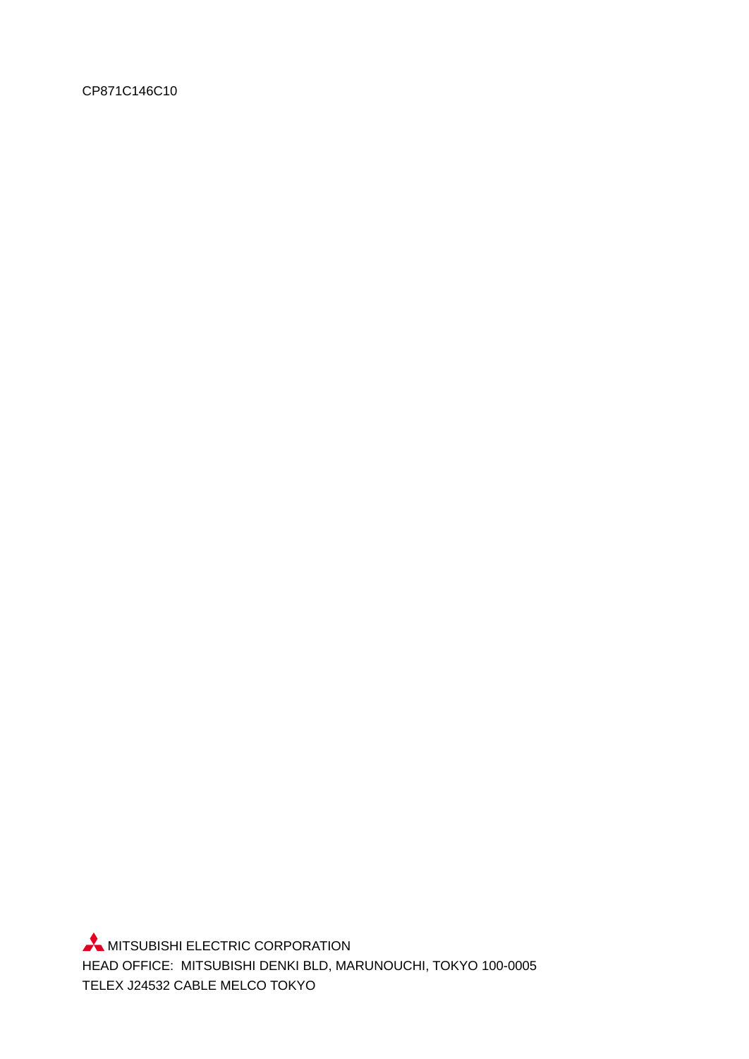CP871C146C10

MITSUBISHI ELECTRIC CORPORATION
HEAD OFFICE: MITSUBISHI DENKI BLD, MARUNOUCHI, TOKYO 100-0005
TELEX J24532 CABLE MELCO TOKYO